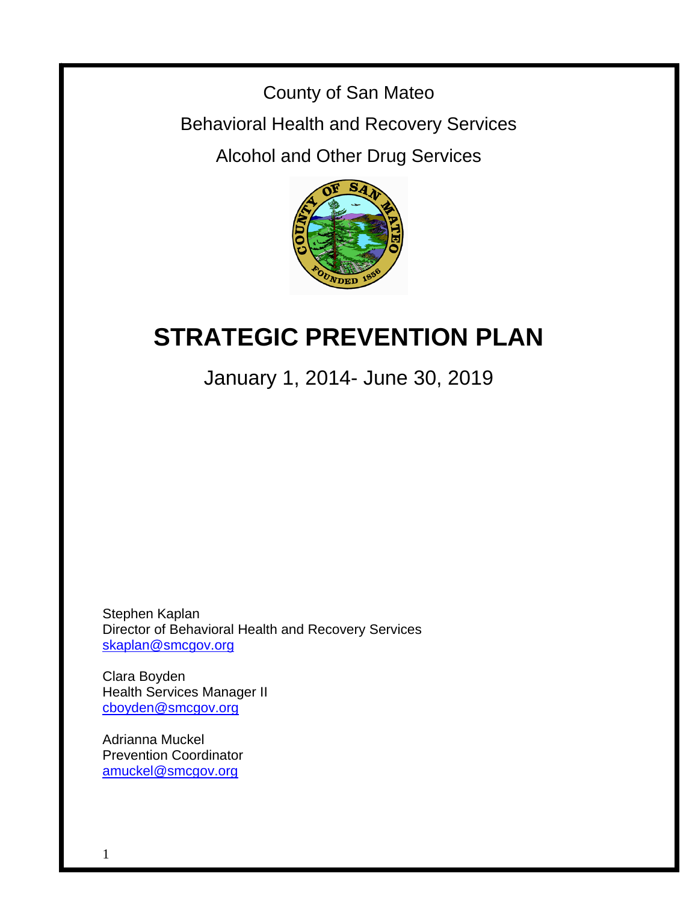County of San Mateo

Behavioral Health and Recovery Services

Alcohol and Other Drug Services

# STRATEGIC PREVENTION PLAN

January 1, 2014- June 30, 2019

Stephen Kaplan
Director of Behavioral Health and Recovery Services
skaplan@smcgov.org

Clara Boyden
Health Services Manager II
cboyden@smcgov.org

Adrianna Muckel
Prevention Coordinator
amuckel@smcgov.org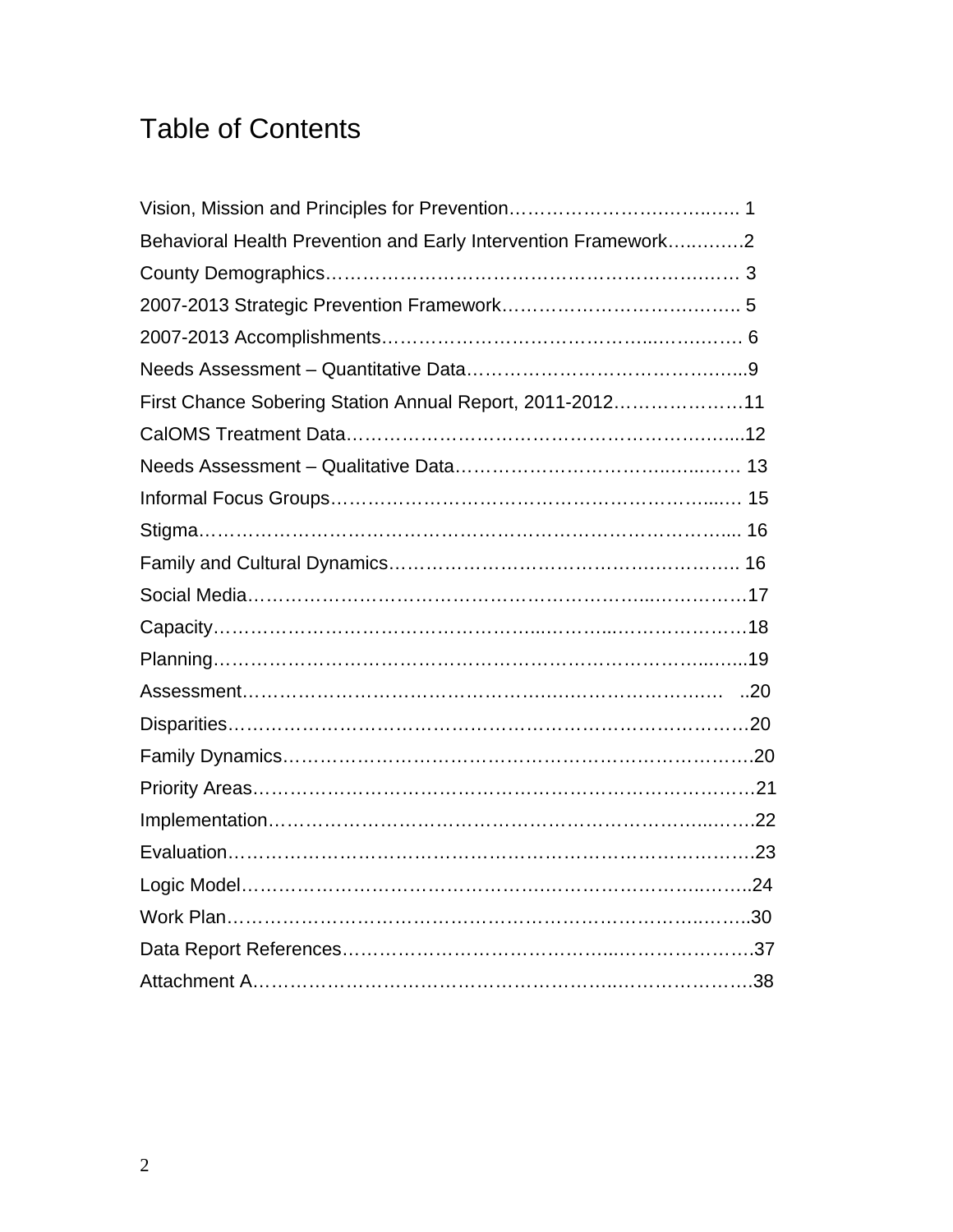# Table of Contents

Vision, Mission and Principles for Prevention……………………….……..….. 1

Behavioral Health Prevention and Early Intervention Framework….……….2

County Demographics……………………………………….……….…….…… 3

2007-2013 Strategic Prevention Framework…………………………….…….. 5

2007-2013 Accomplishments……………………………………...………….… 6

Needs Assessment – Quantitative Data……………………………………..…..9

First Chance Sobering Station Annual Report, 2011-2012…………………11

CalOMS Treatment Data…………………………………………………….…...12

Needs Assessment – Qualitative Data………………………………..…...…… 13

Informal Focus Groups…………………………………………………………...… 15

Stigma…………………………………………………………………………….... 16

Family and Cultural Dynamics……………………………………….………….. 16

Social Media………………………………………………………...……….……17

Capacity…………………………………………………...………...……………………18

Planning…………………………………………………………………………...…...19

Assessment……………………………………………………………………….… ..20

Disparities……………………………………………………………………………20

Family Dynamics……………………………………………………………………….20

Priority Areas……………………………………………………………………………21

Implementation…………………………………………………………………...…….22

Evaluation…………………………………………………………………………….23

Logic Model……………………………………………………………………..……..24

Work Plan……………………………………………………………………..……..30

Data Report References………………………………………...……………………….37

Attachment A……………………………………………………...…………………..38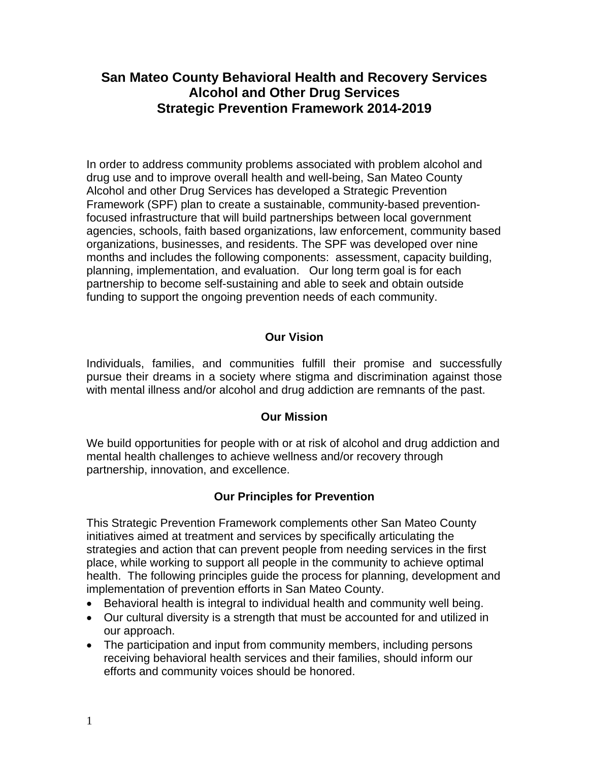# San Mateo County Behavioral Health and Recovery Services
# Alcohol and Other Drug Services
# Strategic Prevention Framework 2014-2019

In order to address community problems associated with problem alcohol and drug use and to improve overall health and well-being, San Mateo County Alcohol and other Drug Services has developed a Strategic Prevention Framework (SPF) plan to create a sustainable, community-based prevention-focused infrastructure that will build partnerships between local government agencies, schools, faith based organizations, law enforcement, community based organizations, businesses, and residents. The SPF was developed over nine months and includes the following components: assessment, capacity building, planning, implementation, and evaluation. Our long term goal is for each partnership to become self-sustaining and able to seek and obtain outside funding to support the ongoing prevention needs of each community.

## Our Vision

Individuals, families, and communities fulfill their promise and successfully pursue their dreams in a society where stigma and discrimination against those with mental illness and/or alcohol and drug addiction are remnants of the past.

## Our Mission

We build opportunities for people with or at risk of alcohol and drug addiction and mental health challenges to achieve wellness and/or recovery through partnership, innovation, and excellence.

## Our Principles for Prevention

This Strategic Prevention Framework complements other San Mateo County initiatives aimed at treatment and services by specifically articulating the strategies and action that can prevent people from needing services in the first place, while working to support all people in the community to achieve optimal health. The following principles guide the process for planning, development and implementation of prevention efforts in San Mateo County.

- Behavioral health is integral to individual health and community well being.
- Our cultural diversity is a strength that must be accounted for and utilized in our approach.
- The participation and input from community members, including persons receiving behavioral health services and their families, should inform our efforts and community voices should be honored.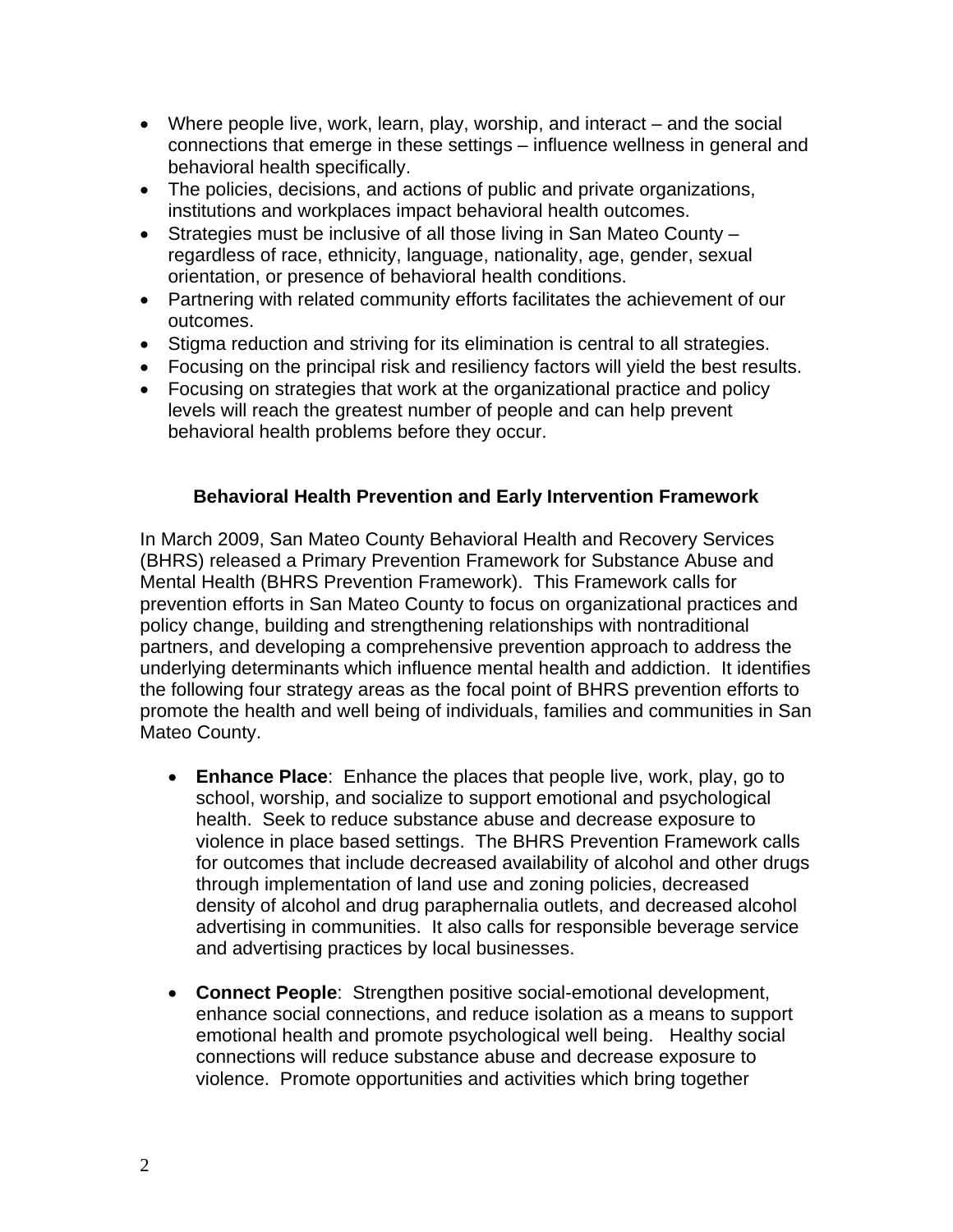- Where people live, work, learn, play, worship, and interact – and the social connections that emerge in these settings – influence wellness in general and behavioral health specifically.
- The policies, decisions, and actions of public and private organizations, institutions and workplaces impact behavioral health outcomes.
- Strategies must be inclusive of all those living in San Mateo County – regardless of race, ethnicity, language, nationality, age, gender, sexual orientation, or presence of behavioral health conditions.
- Partnering with related community efforts facilitates the achievement of our outcomes.
- Stigma reduction and striving for its elimination is central to all strategies.
- Focusing on the principal risk and resiliency factors will yield the best results.
- Focusing on strategies that work at the organizational practice and policy levels will reach the greatest number of people and can help prevent behavioral health problems before they occur.

## Behavioral Health Prevention and Early Intervention Framework

In March 2009, San Mateo County Behavioral Health and Recovery Services (BHRS) released a Primary Prevention Framework for Substance Abuse and Mental Health (BHRS Prevention Framework). This Framework calls for prevention efforts in San Mateo County to focus on organizational practices and policy change, building and strengthening relationships with nontraditional partners, and developing a comprehensive prevention approach to address the underlying determinants which influence mental health and addiction. It identifies the following four strategy areas as the focal point of BHRS prevention efforts to promote the health and well being of individuals, families and communities in San Mateo County.

- **Enhance Place**: Enhance the places that people live, work, play, go to school, worship, and socialize to support emotional and psychological health. Seek to reduce substance abuse and decrease exposure to violence in place based settings. The BHRS Prevention Framework calls for outcomes that include decreased availability of alcohol and other drugs through implementation of land use and zoning policies, decreased density of alcohol and drug paraphernalia outlets, and decreased alcohol advertising in communities. It also calls for responsible beverage service and advertising practices by local businesses.

- **Connect People**: Strengthen positive social-emotional development, enhance social connections, and reduce isolation as a means to support emotional health and promote psychological well being. Healthy social connections will reduce substance abuse and decrease exposure to violence. Promote opportunities and activities which bring together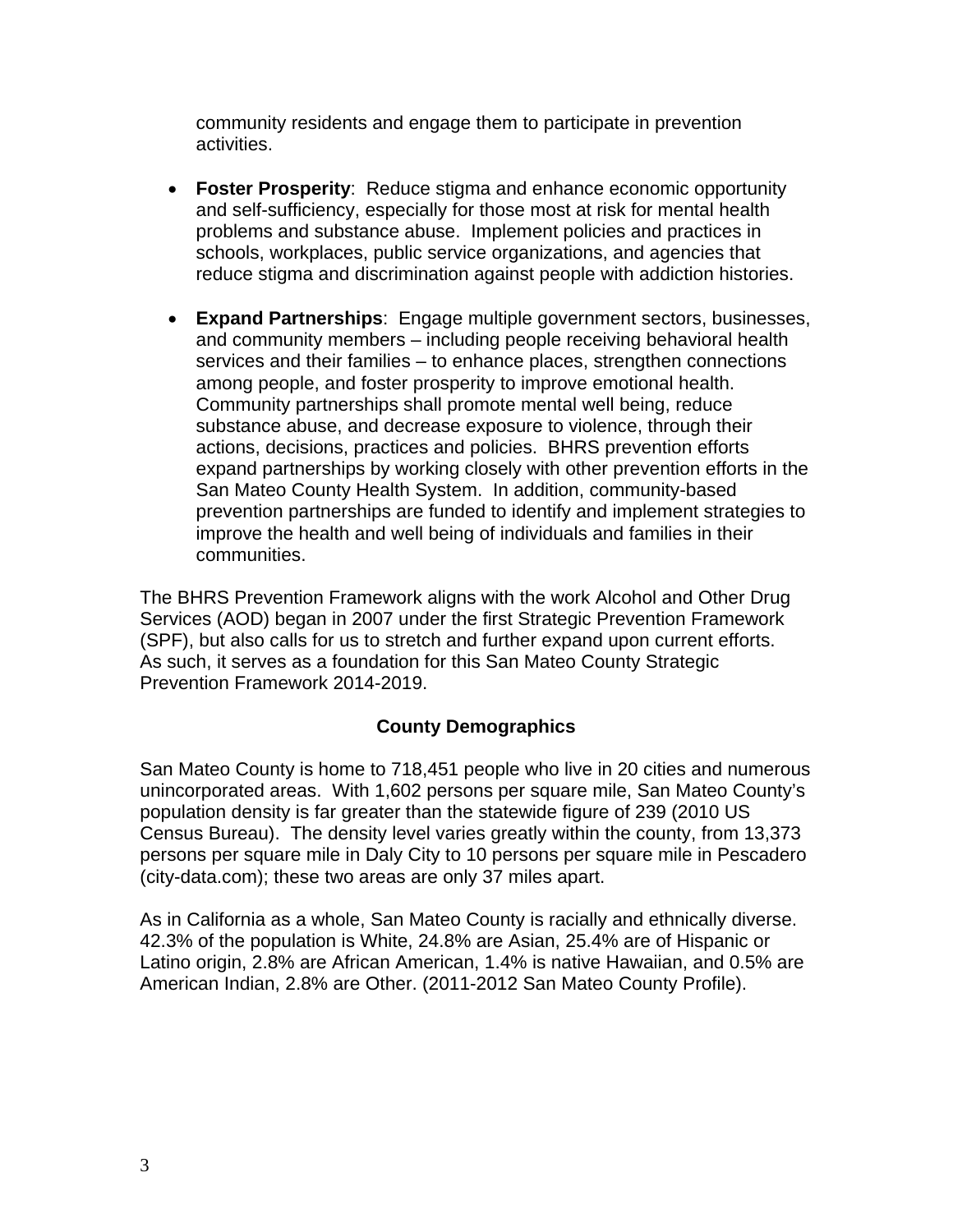community residents and engage them to participate in prevention activities.

- **Foster Prosperity**: Reduce stigma and enhance economic opportunity and self-sufficiency, especially for those most at risk for mental health problems and substance abuse. Implement policies and practices in schools, workplaces, public service organizations, and agencies that reduce stigma and discrimination against people with addiction histories.

- **Expand Partnerships**: Engage multiple government sectors, businesses, and community members – including people receiving behavioral health services and their families – to enhance places, strengthen connections among people, and foster prosperity to improve emotional health. Community partnerships shall promote mental well being, reduce substance abuse, and decrease exposure to violence, through their actions, decisions, practices and policies. BHRS prevention efforts expand partnerships by working closely with other prevention efforts in the San Mateo County Health System. In addition, community-based prevention partnerships are funded to identify and implement strategies to improve the health and well being of individuals and families in their communities.

The BHRS Prevention Framework aligns with the work Alcohol and Other Drug Services (AOD) began in 2007 under the first Strategic Prevention Framework (SPF), but also calls for us to stretch and further expand upon current efforts. As such, it serves as a foundation for this San Mateo County Strategic Prevention Framework 2014-2019.

## County Demographics

San Mateo County is home to 718,451 people who live in 20 cities and numerous unincorporated areas. With 1,602 persons per square mile, San Mateo County's population density is far greater than the statewide figure of 239 (2010 US Census Bureau). The density level varies greatly within the county, from 13,373 persons per square mile in Daly City to 10 persons per square mile in Pescadero (city-data.com); these two areas are only 37 miles apart.

As in California as a whole, San Mateo County is racially and ethnically diverse. 42.3% of the population is White, 24.8% are Asian, 25.4% are of Hispanic or Latino origin, 2.8% are African American, 1.4% is native Hawaiian, and 0.5% are American Indian, 2.8% are Other. (2011-2012 San Mateo County Profile).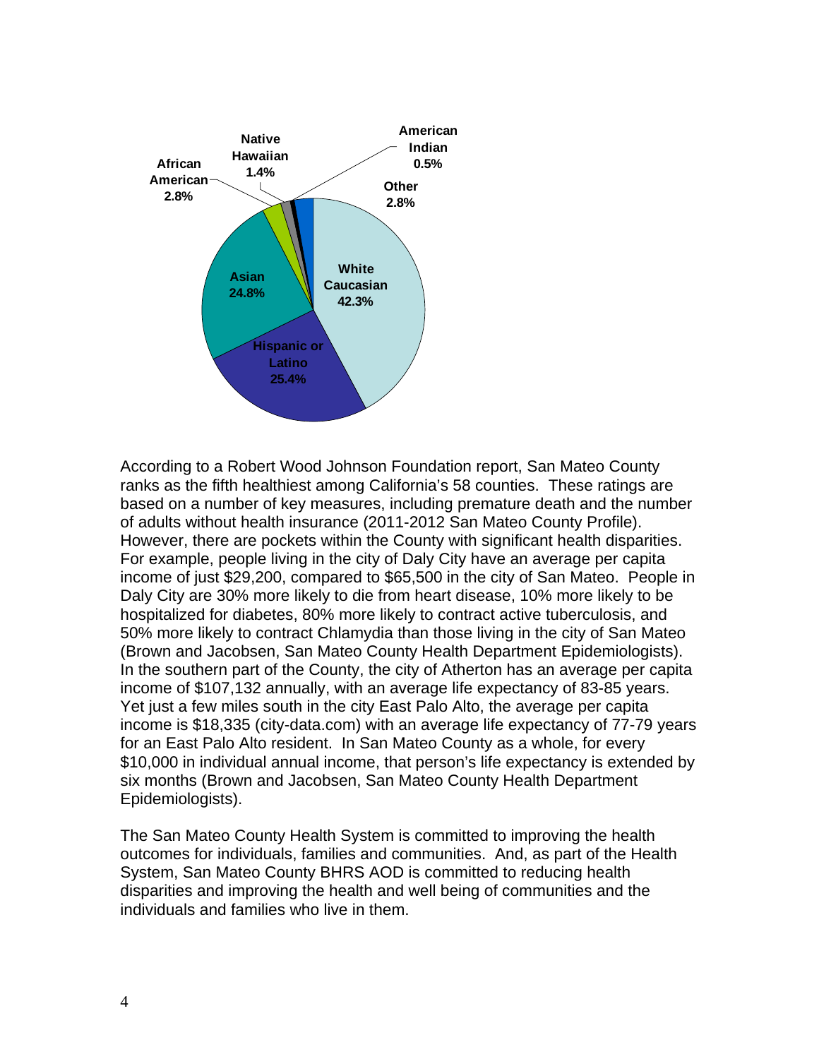According to a Robert Wood Johnson Foundation report, San Mateo County ranks as the fifth healthiest among California's 58 counties. These ratings are based on a number of key measures, including premature death and the number of adults without health insurance (2011-2012 San Mateo County Profile). However, there are pockets within the County with significant health disparities. For example, people living in the city of Daly City have an average per capita income of just $29,200, compared to $65,500 in the city of San Mateo. People in Daly City are 30% more likely to die from heart disease, 10% more likely to be hospitalized for diabetes, 80% more likely to contract active tuberculosis, and 50% more likely to contract Chlamydia than those living in the city of San Mateo (Brown and Jacobsen, San Mateo County Health Department Epidemiologists). In the southern part of the County, the city of Atherton has an average per capita income of $107,132 annually, with an average life expectancy of 83-85 years. Yet just a few miles south in the city East Palo Alto, the average per capita income is $18,335 (city-data.com) with an average life expectancy of 77-79 years for an East Palo Alto resident. In San Mateo County as a whole, for every $10,000 in individual annual income, that person's life expectancy is extended by six months (Brown and Jacobsen, San Mateo County Health Department Epidemiologists).

The San Mateo County Health System is committed to improving the health outcomes for individuals, families and communities. And, as part of the Health System, San Mateo County BHRS AOD is committed to reducing health disparities and improving the health and well being of communities and the individuals and families who live in them.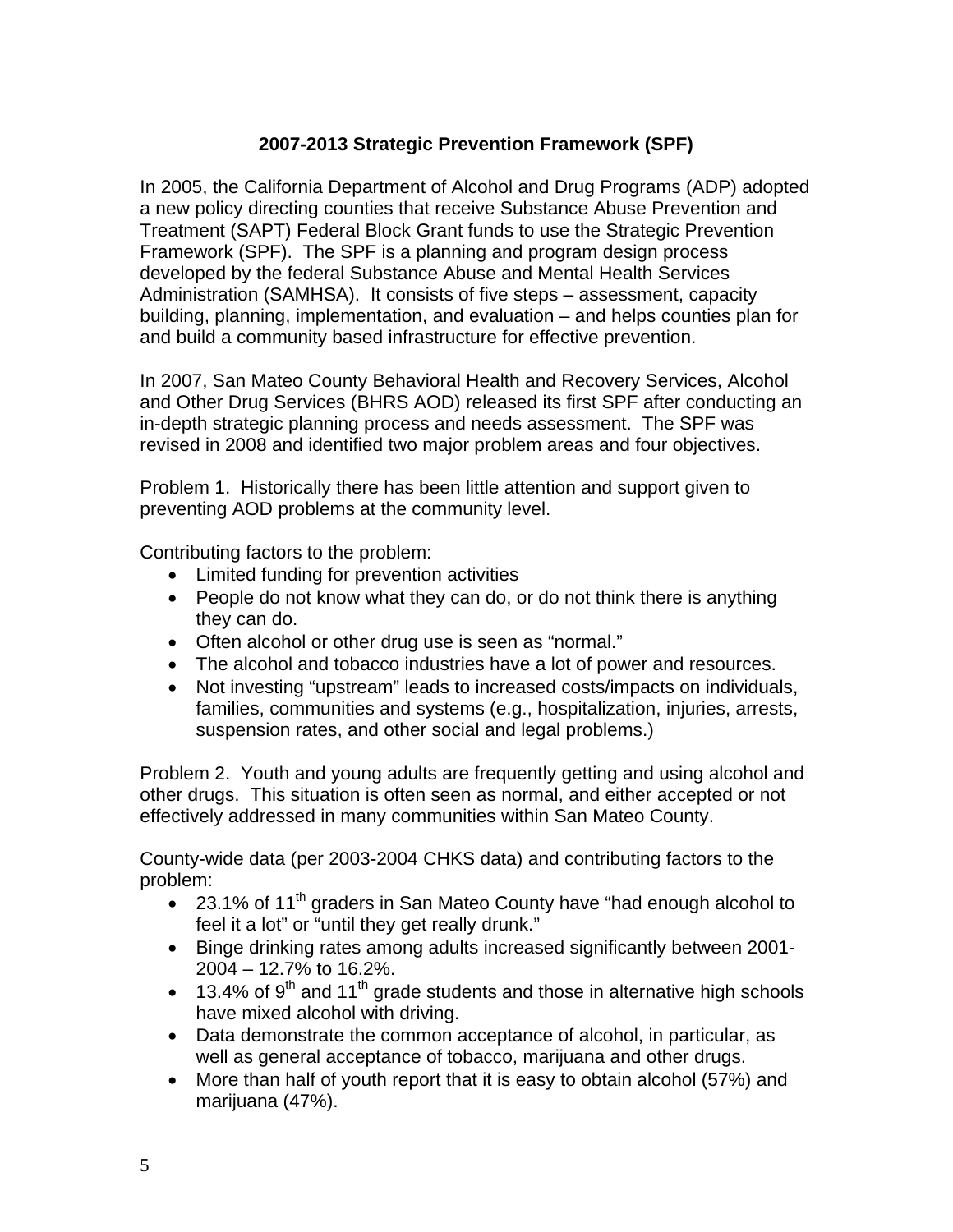## 2007-2013 Strategic Prevention Framework (SPF)

In 2005, the California Department of Alcohol and Drug Programs (ADP) adopted a new policy directing counties that receive Substance Abuse Prevention and Treatment (SAPT) Federal Block Grant funds to use the Strategic Prevention Framework (SPF). The SPF is a planning and program design process developed by the federal Substance Abuse and Mental Health Services Administration (SAMHSA). It consists of five steps – assessment, capacity building, planning, implementation, and evaluation – and helps counties plan for and build a community based infrastructure for effective prevention.

In 2007, San Mateo County Behavioral Health and Recovery Services, Alcohol and Other Drug Services (BHRS AOD) released its first SPF after conducting an in-depth strategic planning process and needs assessment. The SPF was revised in 2008 and identified two major problem areas and four objectives.

Problem 1. Historically there has been little attention and support given to preventing AOD problems at the community level.

Contributing factors to the problem:

- Limited funding for prevention activities
- People do not know what they can do, or do not think there is anything they can do.
- Often alcohol or other drug use is seen as "normal."
- The alcohol and tobacco industries have a lot of power and resources.
- Not investing "upstream" leads to increased costs/impacts on individuals, families, communities and systems (e.g., hospitalization, injuries, arrests, suspension rates, and other social and legal problems.)

Problem 2. Youth and young adults are frequently getting and using alcohol and other drugs. This situation is often seen as normal, and either accepted or not effectively addressed in many communities within San Mateo County.

County-wide data (per 2003-2004 CHKS data) and contributing factors to the problem:

- 23.1% of 11th graders in San Mateo County have "had enough alcohol to feel it a lot" or "until they get really drunk."
- Binge drinking rates among adults increased significantly between 2001-2004 – 12.7% to 16.2%.
- 13.4% of 9th and 11th grade students and those in alternative high schools have mixed alcohol with driving.
- Data demonstrate the common acceptance of alcohol, in particular, as well as general acceptance of tobacco, marijuana and other drugs.
- More than half of youth report that it is easy to obtain alcohol (57%) and marijuana (47%).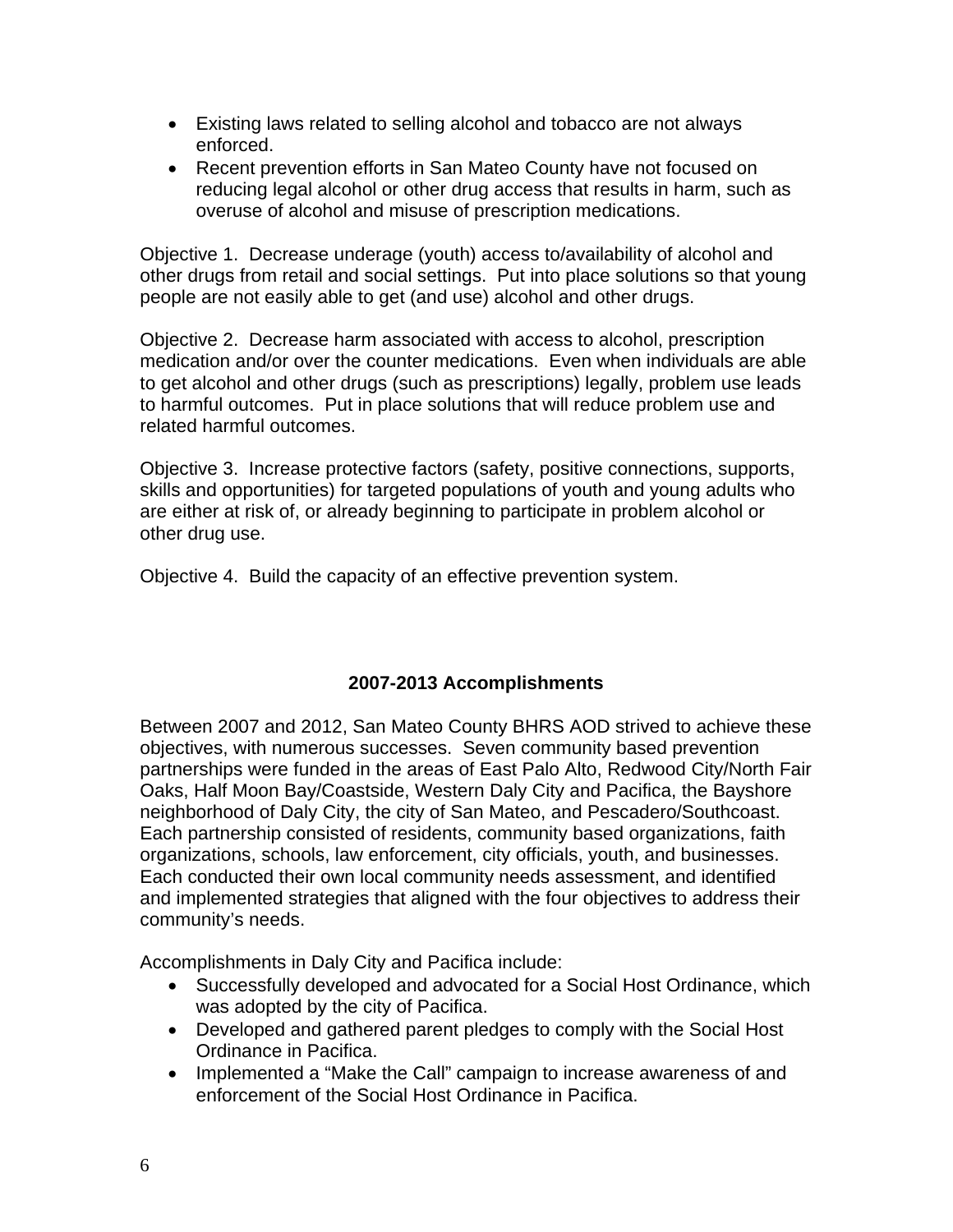- Existing laws related to selling alcohol and tobacco are not always enforced.
- Recent prevention efforts in San Mateo County have not focused on reducing legal alcohol or other drug access that results in harm, such as overuse of alcohol and misuse of prescription medications.

Objective 1. Decrease underage (youth) access to/availability of alcohol and other drugs from retail and social settings. Put into place solutions so that young people are not easily able to get (and use) alcohol and other drugs.

Objective 2. Decrease harm associated with access to alcohol, prescription medication and/or over the counter medications. Even when individuals are able to get alcohol and other drugs (such as prescriptions) legally, problem use leads to harmful outcomes. Put in place solutions that will reduce problem use and related harmful outcomes.

Objective 3. Increase protective factors (safety, positive connections, supports, skills and opportunities) for targeted populations of youth and young adults who are either at risk of, or already beginning to participate in problem alcohol or other drug use.

Objective 4. Build the capacity of an effective prevention system.

## 2007-2013 Accomplishments

Between 2007 and 2012, San Mateo County BHRS AOD strived to achieve these objectives, with numerous successes. Seven community based prevention partnerships were funded in the areas of East Palo Alto, Redwood City/North Fair Oaks, Half Moon Bay/Coastside, Western Daly City and Pacifica, the Bayshore neighborhood of Daly City, the city of San Mateo, and Pescadero/Southcoast. Each partnership consisted of residents, community based organizations, faith organizations, schools, law enforcement, city officials, youth, and businesses. Each conducted their own local community needs assessment, and identified and implemented strategies that aligned with the four objectives to address their community's needs.

Accomplishments in Daly City and Pacifica include:

- Successfully developed and advocated for a Social Host Ordinance, which was adopted by the city of Pacifica.
- Developed and gathered parent pledges to comply with the Social Host Ordinance in Pacifica.
- Implemented a "Make the Call" campaign to increase awareness of and enforcement of the Social Host Ordinance in Pacifica.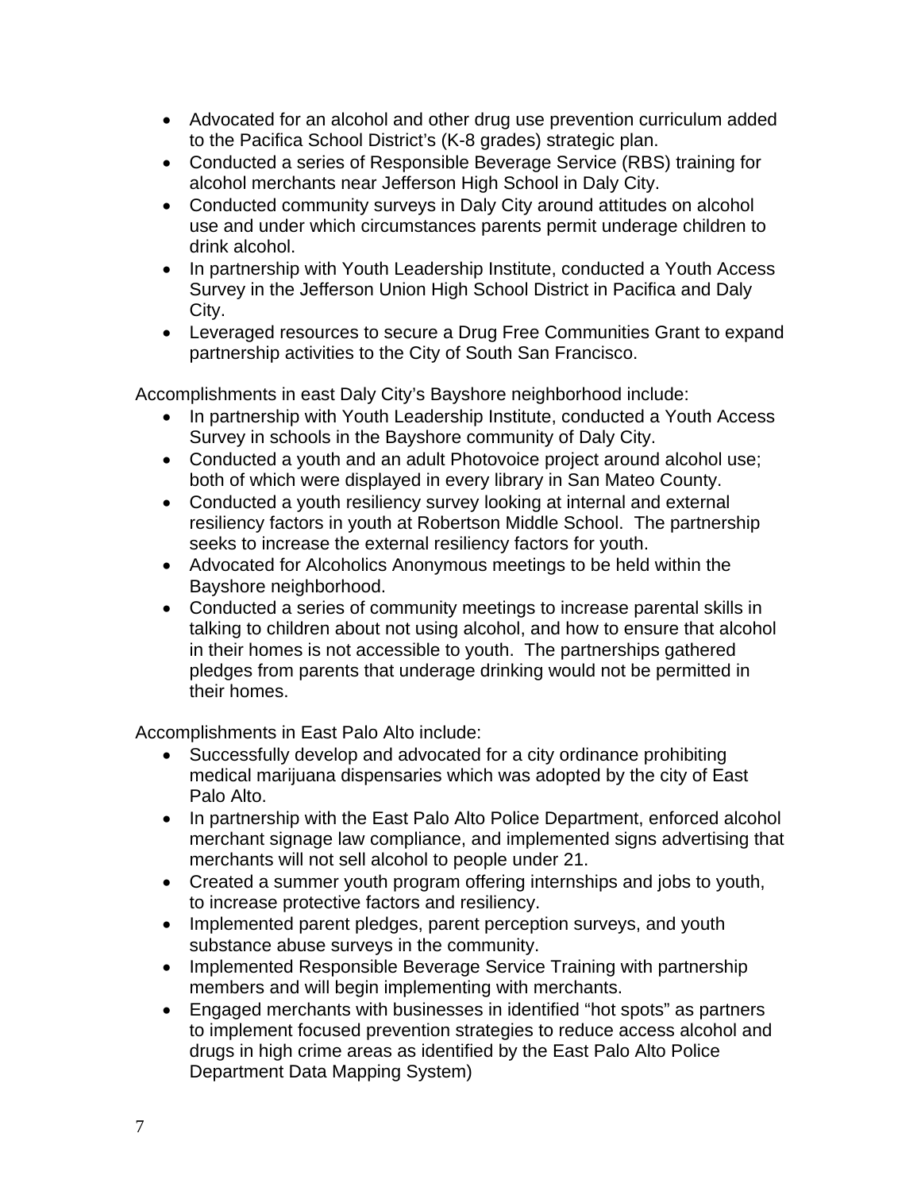- Advocated for an alcohol and other drug use prevention curriculum added to the Pacifica School District's (K-8 grades) strategic plan.
- Conducted a series of Responsible Beverage Service (RBS) training for alcohol merchants near Jefferson High School in Daly City.
- Conducted community surveys in Daly City around attitudes on alcohol use and under which circumstances parents permit underage children to drink alcohol.
- In partnership with Youth Leadership Institute, conducted a Youth Access Survey in the Jefferson Union High School District in Pacifica and Daly City.
- Leveraged resources to secure a Drug Free Communities Grant to expand partnership activities to the City of South San Francisco.

Accomplishments in east Daly City's Bayshore neighborhood include:

- In partnership with Youth Leadership Institute, conducted a Youth Access Survey in schools in the Bayshore community of Daly City.
- Conducted a youth and an adult Photovoice project around alcohol use; both of which were displayed in every library in San Mateo County.
- Conducted a youth resiliency survey looking at internal and external resiliency factors in youth at Robertson Middle School. The partnership seeks to increase the external resiliency factors for youth.
- Advocated for Alcoholics Anonymous meetings to be held within the Bayshore neighborhood.
- Conducted a series of community meetings to increase parental skills in talking to children about not using alcohol, and how to ensure that alcohol in their homes is not accessible to youth. The partnerships gathered pledges from parents that underage drinking would not be permitted in their homes.

Accomplishments in East Palo Alto include:

- Successfully develop and advocated for a city ordinance prohibiting medical marijuana dispensaries which was adopted by the city of East Palo Alto.
- In partnership with the East Palo Alto Police Department, enforced alcohol merchant signage law compliance, and implemented signs advertising that merchants will not sell alcohol to people under 21.
- Created a summer youth program offering internships and jobs to youth, to increase protective factors and resiliency.
- Implemented parent pledges, parent perception surveys, and youth substance abuse surveys in the community.
- Implemented Responsible Beverage Service Training with partnership members and will begin implementing with merchants.
- Engaged merchants with businesses in identified "hot spots" as partners to implement focused prevention strategies to reduce access alcohol and drugs in high crime areas as identified by the East Palo Alto Police Department Data Mapping System)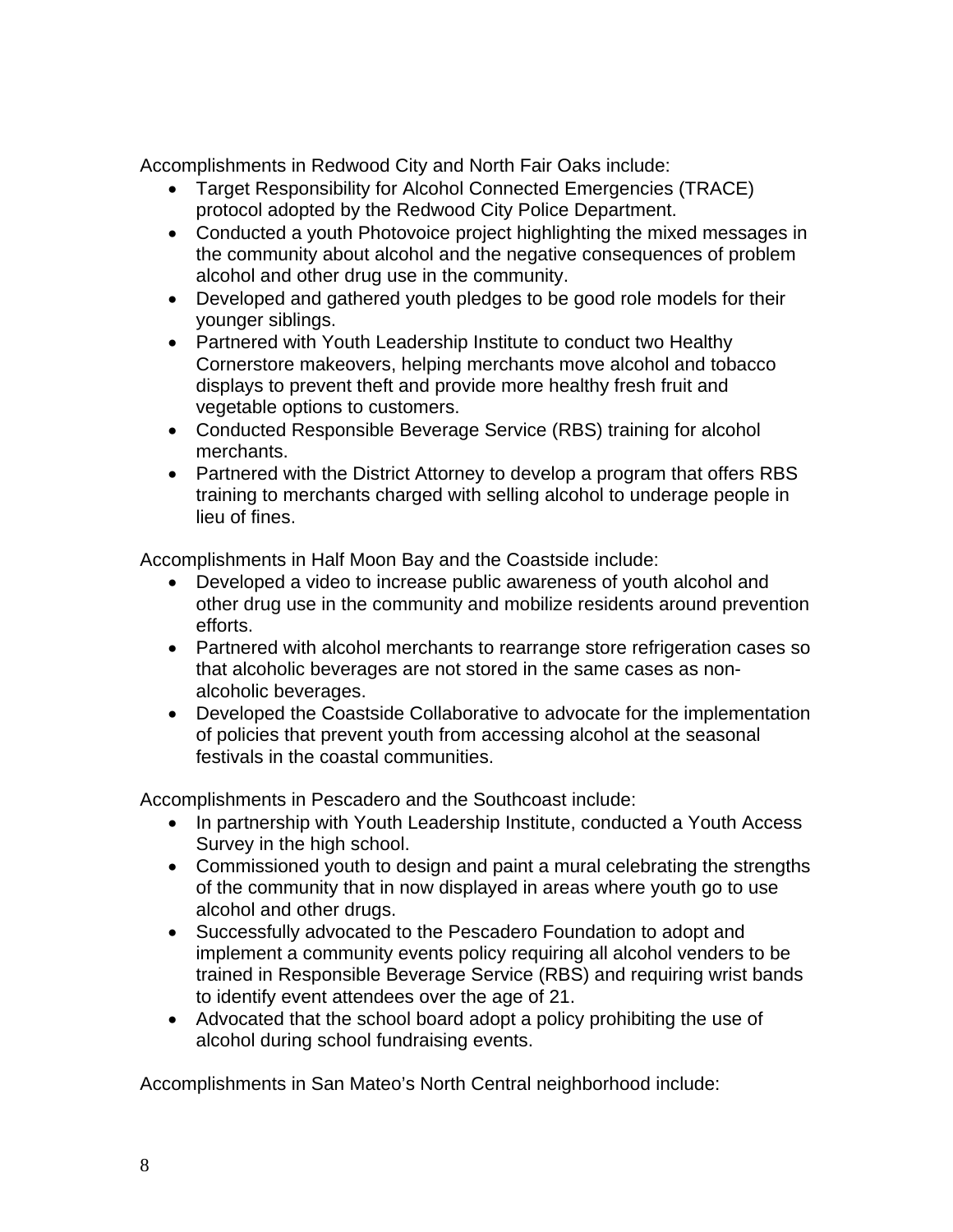Accomplishments in Redwood City and North Fair Oaks include:

- Target Responsibility for Alcohol Connected Emergencies (TRACE) protocol adopted by the Redwood City Police Department.
- Conducted a youth Photovoice project highlighting the mixed messages in the community about alcohol and the negative consequences of problem alcohol and other drug use in the community.
- Developed and gathered youth pledges to be good role models for their younger siblings.
- Partnered with Youth Leadership Institute to conduct two Healthy Cornerstore makeovers, helping merchants move alcohol and tobacco displays to prevent theft and provide more healthy fresh fruit and vegetable options to customers.
- Conducted Responsible Beverage Service (RBS) training for alcohol merchants.
- Partnered with the District Attorney to develop a program that offers RBS training to merchants charged with selling alcohol to underage people in lieu of fines.

Accomplishments in Half Moon Bay and the Coastside include:

- Developed a video to increase public awareness of youth alcohol and other drug use in the community and mobilize residents around prevention efforts.
- Partnered with alcohol merchants to rearrange store refrigeration cases so that alcoholic beverages are not stored in the same cases as non-alcoholic beverages.
- Developed the Coastside Collaborative to advocate for the implementation of policies that prevent youth from accessing alcohol at the seasonal festivals in the coastal communities.

Accomplishments in Pescadero and the Southcoast include:

- In partnership with Youth Leadership Institute, conducted a Youth Access Survey in the high school.
- Commissioned youth to design and paint a mural celebrating the strengths of the community that in now displayed in areas where youth go to use alcohol and other drugs.
- Successfully advocated to the Pescadero Foundation to adopt and implement a community events policy requiring all alcohol venders to be trained in Responsible Beverage Service (RBS) and requiring wrist bands to identify event attendees over the age of 21.
- Advocated that the school board adopt a policy prohibiting the use of alcohol during school fundraising events.

Accomplishments in San Mateo's North Central neighborhood include: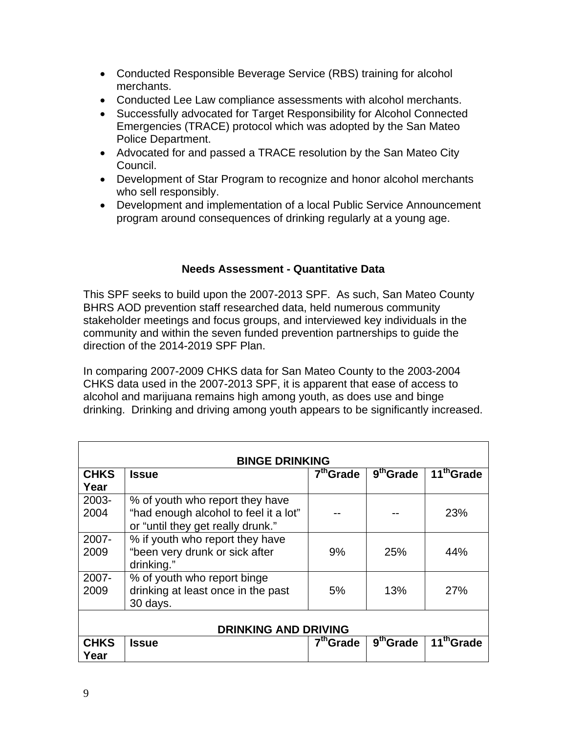- Conducted Responsible Beverage Service (RBS) training for alcohol merchants.
- Conducted Lee Law compliance assessments with alcohol merchants.
- Successfully advocated for Target Responsibility for Alcohol Connected Emergencies (TRACE) protocol which was adopted by the San Mateo Police Department.
- Advocated for and passed a TRACE resolution by the San Mateo City Council.
- Development of Star Program to recognize and honor alcohol merchants who sell responsibly.
- Development and implementation of a local Public Service Announcement program around consequences of drinking regularly at a young age.

### Needs Assessment - Quantitative Data

This SPF seeks to build upon the 2007-2013 SPF. As such, San Mateo County BHRS AOD prevention staff researched data, held numerous community stakeholder meetings and focus groups, and interviewed key individuals in the community and within the seven funded prevention partnerships to guide the direction of the 2014-2019 SPF Plan.

In comparing 2007-2009 CHKS data for San Mateo County to the 2003-2004 CHKS data used in the 2007-2013 SPF, it is apparent that ease of access to alcohol and marijuana remains high among youth, as does use and binge drinking. Drinking and driving among youth appears to be significantly increased.

| **BINGE DRINKING** | | | | |
|---|---|---|---|---|
| **CHKS Year** | **Issue** | **7th Grade** | **9th Grade** | **11th Grade** |
| 2003-2004 | % of youth who report they have "had enough alcohol to feel it a lot" or "until they get really drunk." | -- | -- | 23% |
| 2007-2009 | % if youth who report they have "been very drunk or sick after drinking." | 9% | 25% | 44% |
| 2007-2009 | % of youth who report binge drinking at least once in the past 30 days. | 5% | 13% | 27% |
| **DRINKING AND DRIVING** | | | | |
| **CHKS Year** | **Issue** | **7th Grade** | **9th Grade** | **11th Grade** |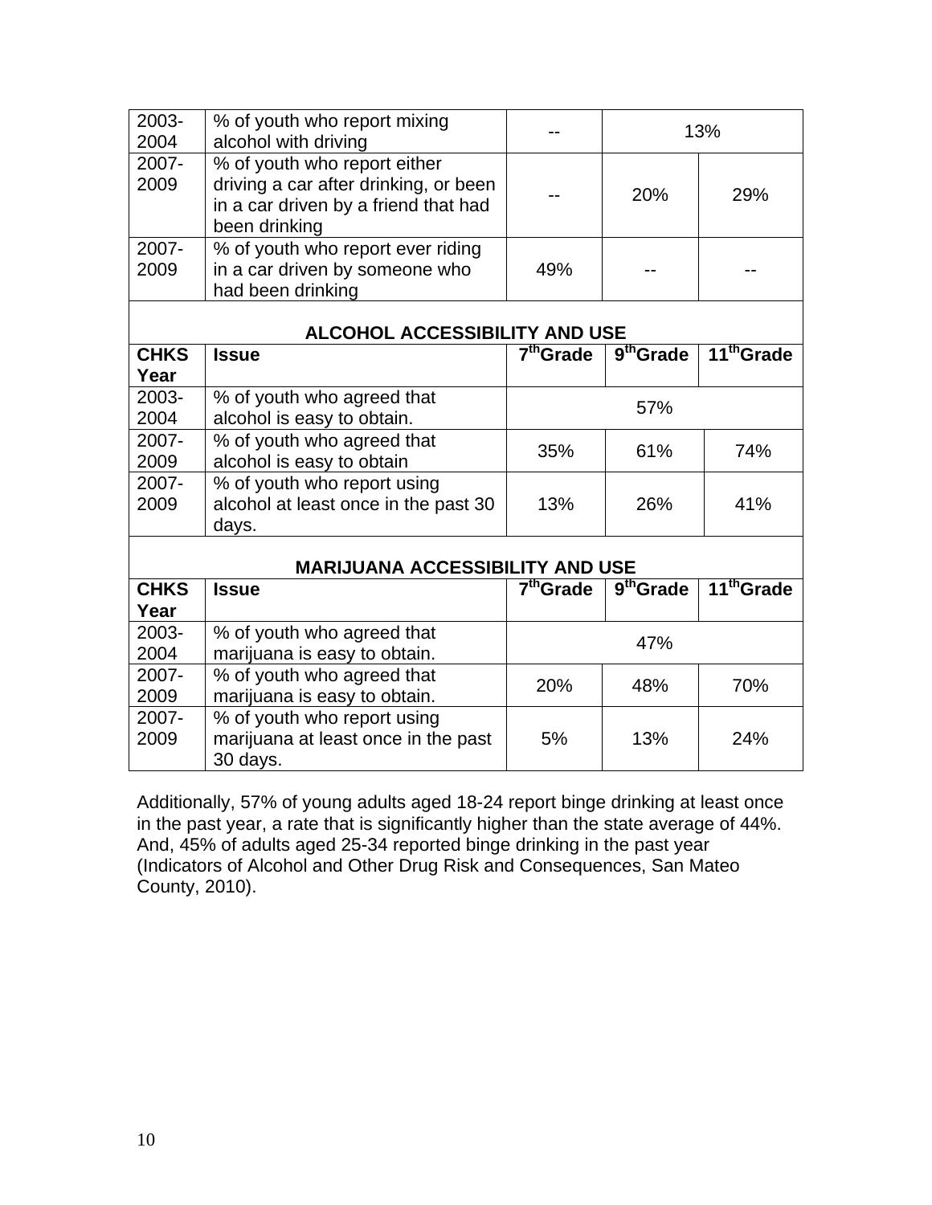| | | | | |
|---|---|---|---|---|
| 2003-2004 | % of youth who report mixing alcohol with driving | -- | 13% | |
| 2007-2009 | % of youth who report either driving a car after drinking, or been in a car driven by a friend that had been drinking | -- | 20% | 29% |
| 2007-2009 | % of youth who report ever riding in a car driven by someone who had been drinking | 49% | -- | -- |

**ALCOHOL ACCESSIBILITY AND USE**

| CHKS Year | Issue | 7th Grade | 9th Grade | 11th Grade |
|---|---|---|---|---|
| 2003-2004 | % of youth who agreed that alcohol is easy to obtain. | 57% | | |
| 2007-2009 | % of youth who agreed that alcohol is easy to obtain | 35% | 61% | 74% |
| 2007-2009 | % of youth who report using alcohol at least once in the past 30 days. | 13% | 26% | 41% |

**MARIJUANA ACCESSIBILITY AND USE**

| CHKS Year | Issue | 7th Grade | 9th Grade | 11th Grade |
|---|---|---|---|---|
| 2003-2004 | % of youth who agreed that marijuana is easy to obtain. | 47% | | |
| 2007-2009 | % of youth who agreed that marijuana is easy to obtain. | 20% | 48% | 70% |
| 2007-2009 | % of youth who report using marijuana at least once in the past 30 days. | 5% | 13% | 24% |

Additionally, 57% of young adults aged 18-24 report binge drinking at least once in the past year, a rate that is significantly higher than the state average of 44%. And, 45% of adults aged 25-34 reported binge drinking in the past year (Indicators of Alcohol and Other Drug Risk and Consequences, San Mateo County, 2010).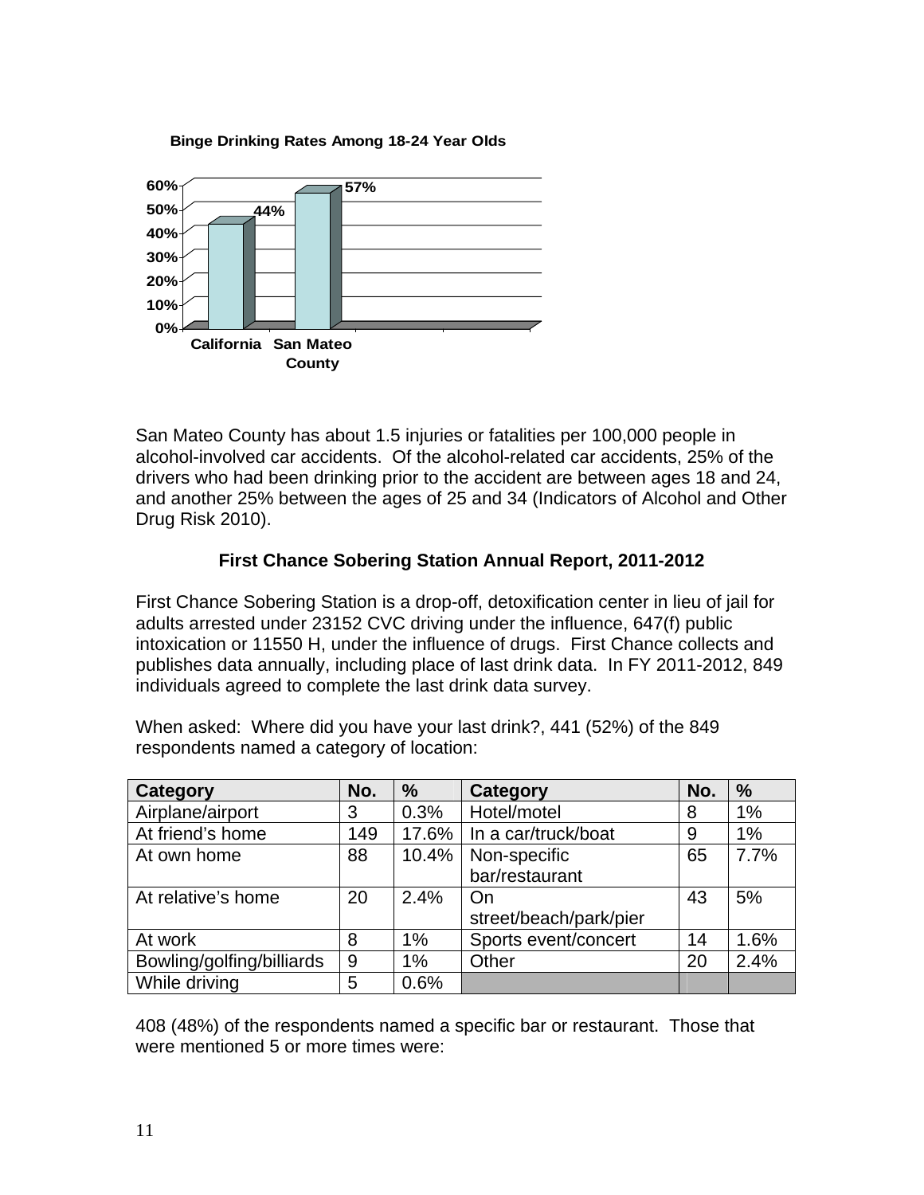**Binge Drinking Rates Among 18-24 Year Olds**

| | California | San Mateo County |
|---|---|---|
| Binge Drinking Rate | 44% | 57% |

San Mateo County has about 1.5 injuries or fatalities per 100,000 people in alcohol-involved car accidents. Of the alcohol-related car accidents, 25% of the drivers who had been drinking prior to the accident are between ages 18 and 24, and another 25% between the ages of 25 and 34 (Indicators of Alcohol and Other Drug Risk 2010).

## First Chance Sobering Station Annual Report, 2011-2012

First Chance Sobering Station is a drop-off, detoxification center in lieu of jail for adults arrested under 23152 CVC driving under the influence, 647(f) public intoxication or 11550 H, under the influence of drugs. First Chance collects and publishes data annually, including place of last drink data. In FY 2011-2012, 849 individuals agreed to complete the last drink data survey.

When asked: Where did you have your last drink?, 441 (52%) of the 849 respondents named a category of location:

| Category | No. | % | Category | No. | % |
|---|---|---|---|---|---|
| Airplane/airport | 3 | 0.3% | Hotel/motel | 8 | 1% |
| At friend's home | 149 | 17.6% | In a car/truck/boat | 9 | 1% |
| At own home | 88 | 10.4% | Non-specific bar/restaurant | 65 | 7.7% |
| At relative's home | 20 | 2.4% | On street/beach/park/pier | 43 | 5% |
| At work | 8 | 1% | Sports event/concert | 14 | 1.6% |
| Bowling/golfing/billiards | 9 | 1% | Other | 20 | 2.4% |
| While driving | 5 | 0.6% | | | |

408 (48%) of the respondents named a specific bar or restaurant. Those that were mentioned 5 or more times were: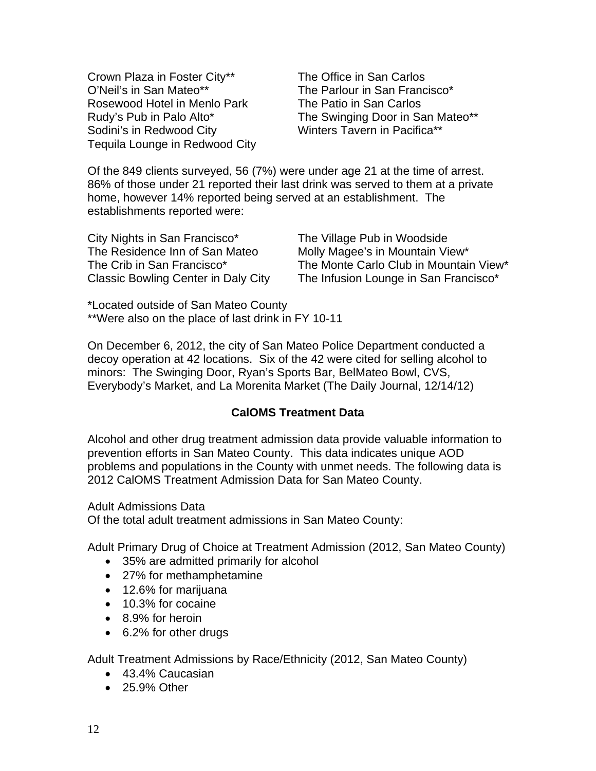Crown Plaza in Foster City**
O'Neil's in San Mateo**
Rosewood Hotel in Menlo Park
Rudy's Pub in Palo Alto*
Sodini's in Redwood City
Tequila Lounge in Redwood City
The Office in San Carlos
The Parlour in San Francisco*
The Patio in San Carlos
The Swinging Door in San Mateo**
Winters Tavern in Pacifica**

Of the 849 clients surveyed, 56 (7%) were under age 21 at the time of arrest. 86% of those under 21 reported their last drink was served to them at a private home, however 14% reported being served at an establishment. The establishments reported were:

City Nights in San Francisco*
The Residence Inn of San Mateo
The Crib in San Francisco*
Classic Bowling Center in Daly City
The Village Pub in Woodside
Molly Magee's in Mountain View*
The Monte Carlo Club in Mountain View*
The Infusion Lounge in San Francisco*

*Located outside of San Mateo County
**Were also on the place of last drink in FY 10-11

On December 6, 2012, the city of San Mateo Police Department conducted a decoy operation at 42 locations. Six of the 42 were cited for selling alcohol to minors: The Swinging Door, Ryan's Sports Bar, BelMateo Bowl, CVS, Everybody's Market, and La Morenita Market (The Daily Journal, 12/14/12)

**CalOMS Treatment Data**

Alcohol and other drug treatment admission data provide valuable information to prevention efforts in San Mateo County. This data indicates unique AOD problems and populations in the County with unmet needs. The following data is 2012 CalOMS Treatment Admission Data for San Mateo County.

Adult Admissions Data
Of the total adult treatment admissions in San Mateo County:

Adult Primary Drug of Choice at Treatment Admission (2012, San Mateo County)

- 35% are admitted primarily for alcohol
- 27% for methamphetamine
- 12.6% for marijuana
- 10.3% for cocaine
- 8.9% for heroin
- 6.2% for other drugs

Adult Treatment Admissions by Race/Ethnicity (2012, San Mateo County)

- 43.4% Caucasian
- 25.9% Other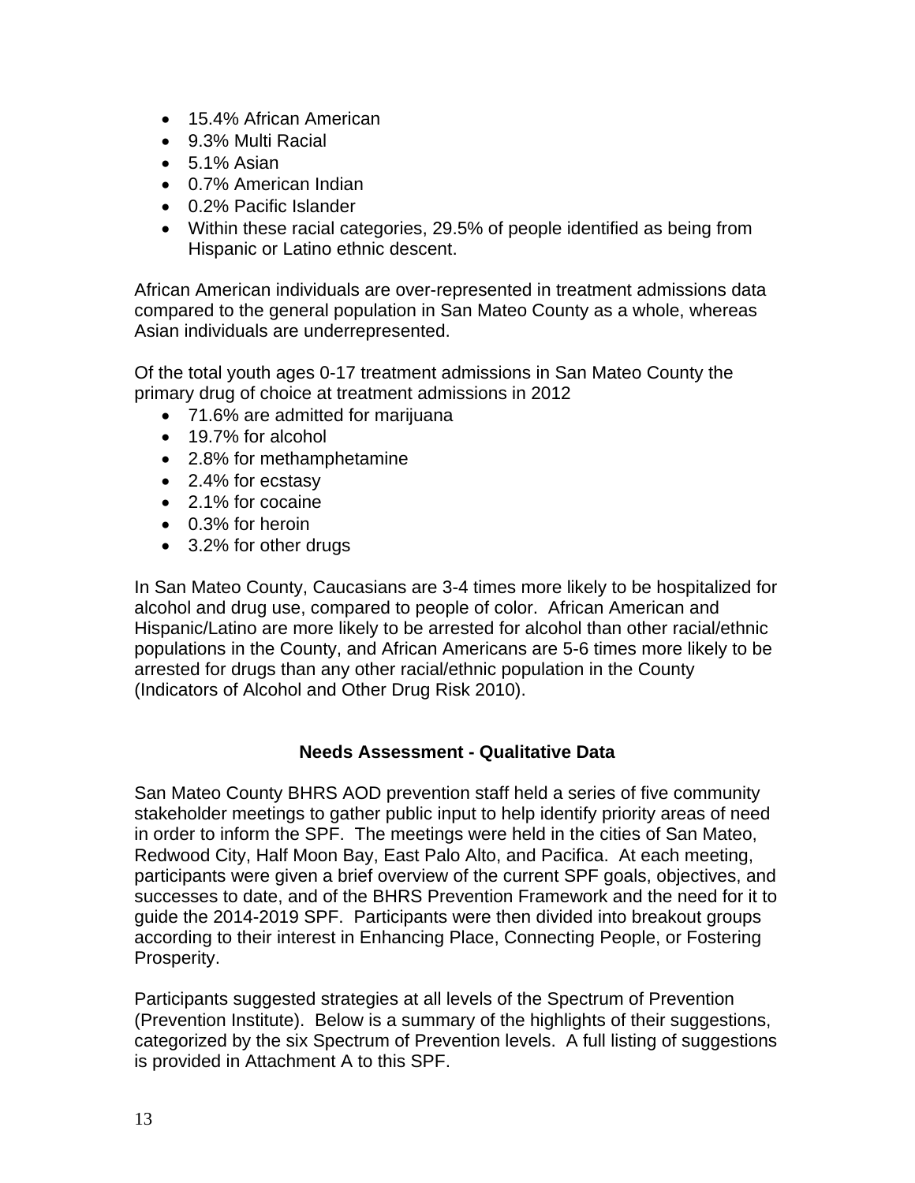- 15.4% African American
- 9.3% Multi Racial
- 5.1% Asian
- 0.7% American Indian
- 0.2% Pacific Islander
- Within these racial categories, 29.5% of people identified as being from Hispanic or Latino ethnic descent.

African American individuals are over-represented in treatment admissions data compared to the general population in San Mateo County as a whole, whereas Asian individuals are underrepresented.

Of the total youth ages 0-17 treatment admissions in San Mateo County the primary drug of choice at treatment admissions in 2012

- 71.6% are admitted for marijuana
- 19.7% for alcohol
- 2.8% for methamphetamine
- 2.4% for ecstasy
- 2.1% for cocaine
- 0.3% for heroin
- 3.2% for other drugs

In San Mateo County, Caucasians are 3-4 times more likely to be hospitalized for alcohol and drug use, compared to people of color. African American and Hispanic/Latino are more likely to be arrested for alcohol than other racial/ethnic populations in the County, and African Americans are 5-6 times more likely to be arrested for drugs than any other racial/ethnic population in the County (Indicators of Alcohol and Other Drug Risk 2010).

### Needs Assessment - Qualitative Data

San Mateo County BHRS AOD prevention staff held a series of five community stakeholder meetings to gather public input to help identify priority areas of need in order to inform the SPF. The meetings were held in the cities of San Mateo, Redwood City, Half Moon Bay, East Palo Alto, and Pacifica. At each meeting, participants were given a brief overview of the current SPF goals, objectives, and successes to date, and of the BHRS Prevention Framework and the need for it to guide the 2014-2019 SPF. Participants were then divided into breakout groups according to their interest in Enhancing Place, Connecting People, or Fostering Prosperity.

Participants suggested strategies at all levels of the Spectrum of Prevention (Prevention Institute). Below is a summary of the highlights of their suggestions, categorized by the six Spectrum of Prevention levels. A full listing of suggestions is provided in Attachment A to this SPF.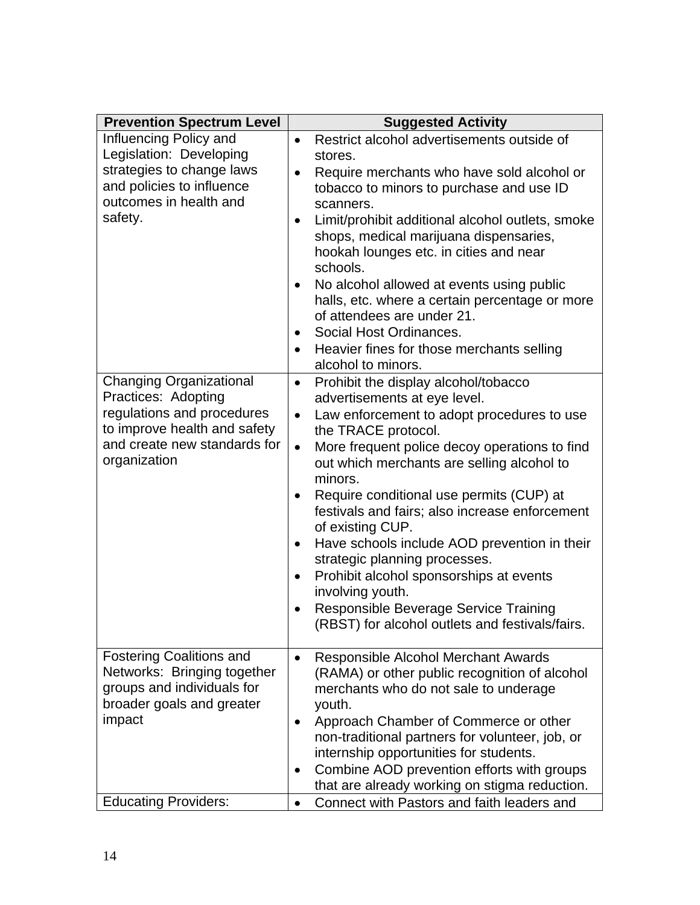| Prevention Spectrum Level | Suggested Activity |
|---|---|
| Influencing Policy and Legislation: Developing strategies to change laws and policies to influence outcomes in health and safety. | • Restrict alcohol advertisements outside of stores.<br>• Require merchants who have sold alcohol or tobacco to minors to purchase and use ID scanners.<br>• Limit/prohibit additional alcohol outlets, smoke shops, medical marijuana dispensaries, hookah lounges etc. in cities and near schools.<br>• No alcohol allowed at events using public halls, etc. where a certain percentage or more of attendees are under 21.<br>• Social Host Ordinances.<br>• Heavier fines for those merchants selling alcohol to minors. |
| Changing Organizational Practices: Adopting regulations and procedures to improve health and safety and create new standards for organization | • Prohibit the display alcohol/tobacco advertisements at eye level.<br>• Law enforcement to adopt procedures to use the TRACE protocol.<br>• More frequent police decoy operations to find out which merchants are selling alcohol to minors.<br>• Require conditional use permits (CUP) at festivals and fairs; also increase enforcement of existing CUP.<br>• Have schools include AOD prevention in their strategic planning processes.<br>• Prohibit alcohol sponsorships at events involving youth.<br>• Responsible Beverage Service Training (RBST) for alcohol outlets and festivals/fairs. |
| Fostering Coalitions and Networks: Bringing together groups and individuals for broader goals and greater impact | • Responsible Alcohol Merchant Awards (RAMA) or other public recognition of alcohol merchants who do not sale to underage youth.<br>• Approach Chamber of Commerce or other non-traditional partners for volunteer, job, or internship opportunities for students.<br>• Combine AOD prevention efforts with groups that are already working on stigma reduction. |
| Educating Providers: | • Connect with Pastors and faith leaders and |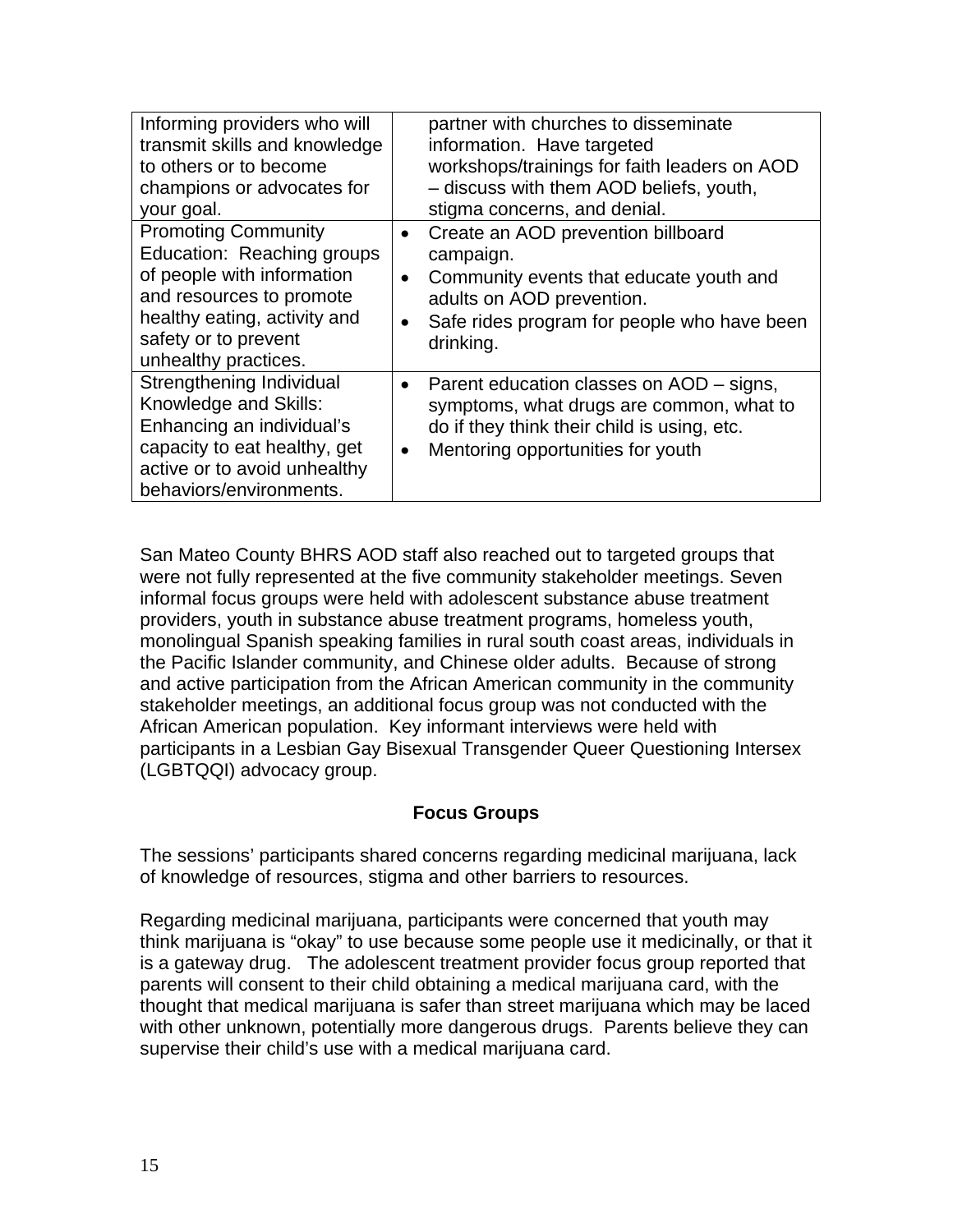| | |
|---|---|
| Informing providers who will transmit skills and knowledge to others or to become champions or advocates for your goal. | partner with churches to disseminate information. Have targeted workshops/trainings for faith leaders on AOD – discuss with them AOD beliefs, youth, stigma concerns, and denial. |
| Promoting Community Education: Reaching groups of people with information and resources to promote healthy eating, activity and safety or to prevent unhealthy practices. | • Create an AOD prevention billboard campaign.<br>• Community events that educate youth and adults on AOD prevention.<br>• Safe rides program for people who have been drinking. |
| Strengthening Individual Knowledge and Skills: Enhancing an individual's capacity to eat healthy, get active or to avoid unhealthy behaviors/environments. | • Parent education classes on AOD – signs, symptoms, what drugs are common, what to do if they think their child is using, etc.<br>• Mentoring opportunities for youth |

San Mateo County BHRS AOD staff also reached out to targeted groups that were not fully represented at the five community stakeholder meetings. Seven informal focus groups were held with adolescent substance abuse treatment providers, youth in substance abuse treatment programs, homeless youth, monolingual Spanish speaking families in rural south coast areas, individuals in the Pacific Islander community, and Chinese older adults. Because of strong and active participation from the African American community in the community stakeholder meetings, an additional focus group was not conducted with the African American population. Key informant interviews were held with participants in a Lesbian Gay Bisexual Transgender Queer Questioning Intersex (LGBTQQI) advocacy group.

**Focus Groups**

The sessions' participants shared concerns regarding medicinal marijuana, lack of knowledge of resources, stigma and other barriers to resources.

Regarding medicinal marijuana, participants were concerned that youth may think marijuana is "okay" to use because some people use it medicinally, or that it is a gateway drug. The adolescent treatment provider focus group reported that parents will consent to their child obtaining a medical marijuana card, with the thought that medical marijuana is safer than street marijuana which may be laced with other unknown, potentially more dangerous drugs. Parents believe they can supervise their child's use with a medical marijuana card.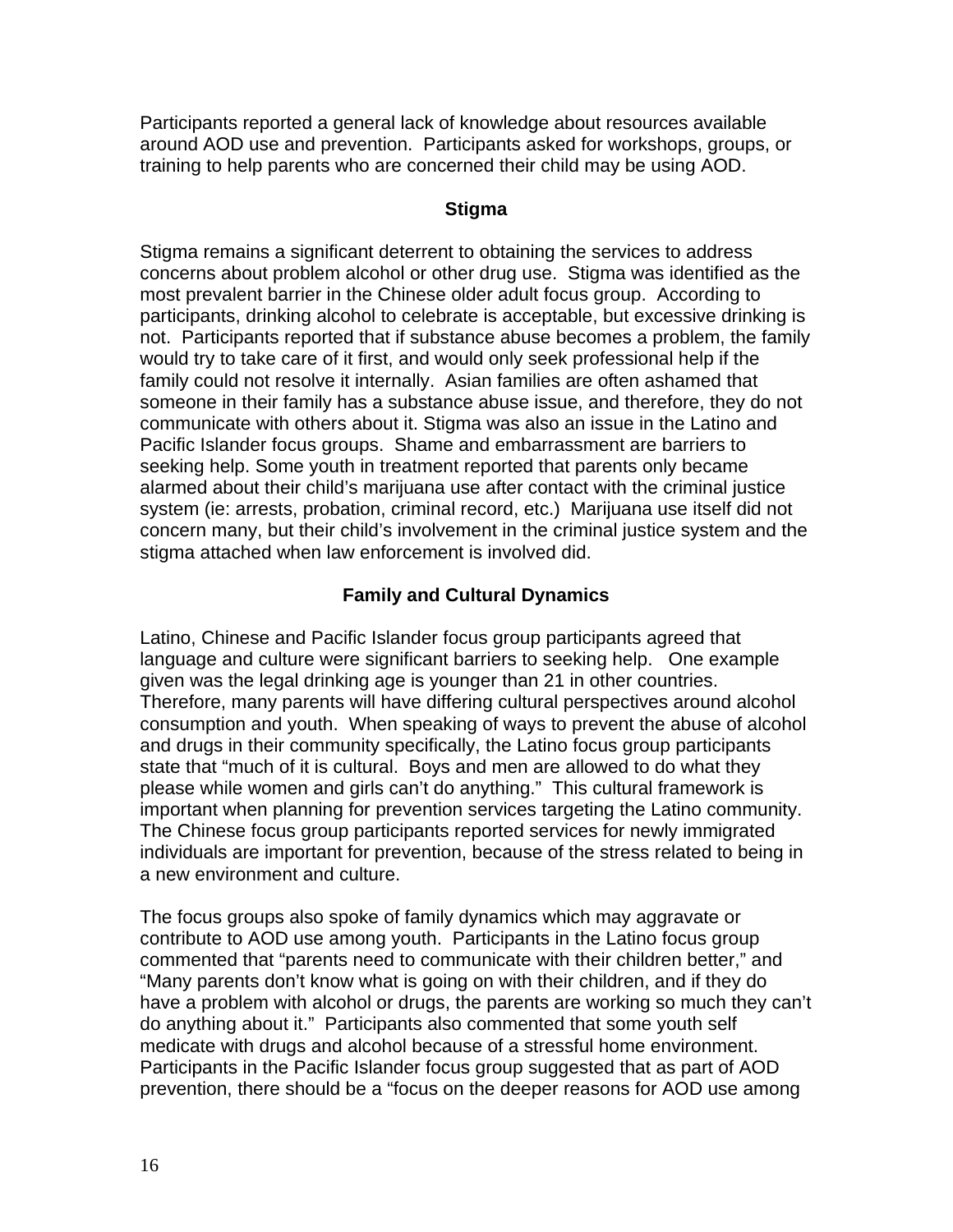Participants reported a general lack of knowledge about resources available around AOD use and prevention. Participants asked for workshops, groups, or training to help parents who are concerned their child may be using AOD.

### Stigma

Stigma remains a significant deterrent to obtaining the services to address concerns about problem alcohol or other drug use. Stigma was identified as the most prevalent barrier in the Chinese older adult focus group. According to participants, drinking alcohol to celebrate is acceptable, but excessive drinking is not. Participants reported that if substance abuse becomes a problem, the family would try to take care of it first, and would only seek professional help if the family could not resolve it internally. Asian families are often ashamed that someone in their family has a substance abuse issue, and therefore, they do not communicate with others about it. Stigma was also an issue in the Latino and Pacific Islander focus groups. Shame and embarrassment are barriers to seeking help. Some youth in treatment reported that parents only became alarmed about their child's marijuana use after contact with the criminal justice system (ie: arrests, probation, criminal record, etc.) Marijuana use itself did not concern many, but their child's involvement in the criminal justice system and the stigma attached when law enforcement is involved did.

### Family and Cultural Dynamics

Latino, Chinese and Pacific Islander focus group participants agreed that language and culture were significant barriers to seeking help. One example given was the legal drinking age is younger than 21 in other countries. Therefore, many parents will have differing cultural perspectives around alcohol consumption and youth. When speaking of ways to prevent the abuse of alcohol and drugs in their community specifically, the Latino focus group participants state that "much of it is cultural. Boys and men are allowed to do what they please while women and girls can't do anything." This cultural framework is important when planning for prevention services targeting the Latino community. The Chinese focus group participants reported services for newly immigrated individuals are important for prevention, because of the stress related to being in a new environment and culture.

The focus groups also spoke of family dynamics which may aggravate or contribute to AOD use among youth. Participants in the Latino focus group commented that "parents need to communicate with their children better," and "Many parents don't know what is going on with their children, and if they do have a problem with alcohol or drugs, the parents are working so much they can't do anything about it." Participants also commented that some youth self medicate with drugs and alcohol because of a stressful home environment. Participants in the Pacific Islander focus group suggested that as part of AOD prevention, there should be a "focus on the deeper reasons for AOD use among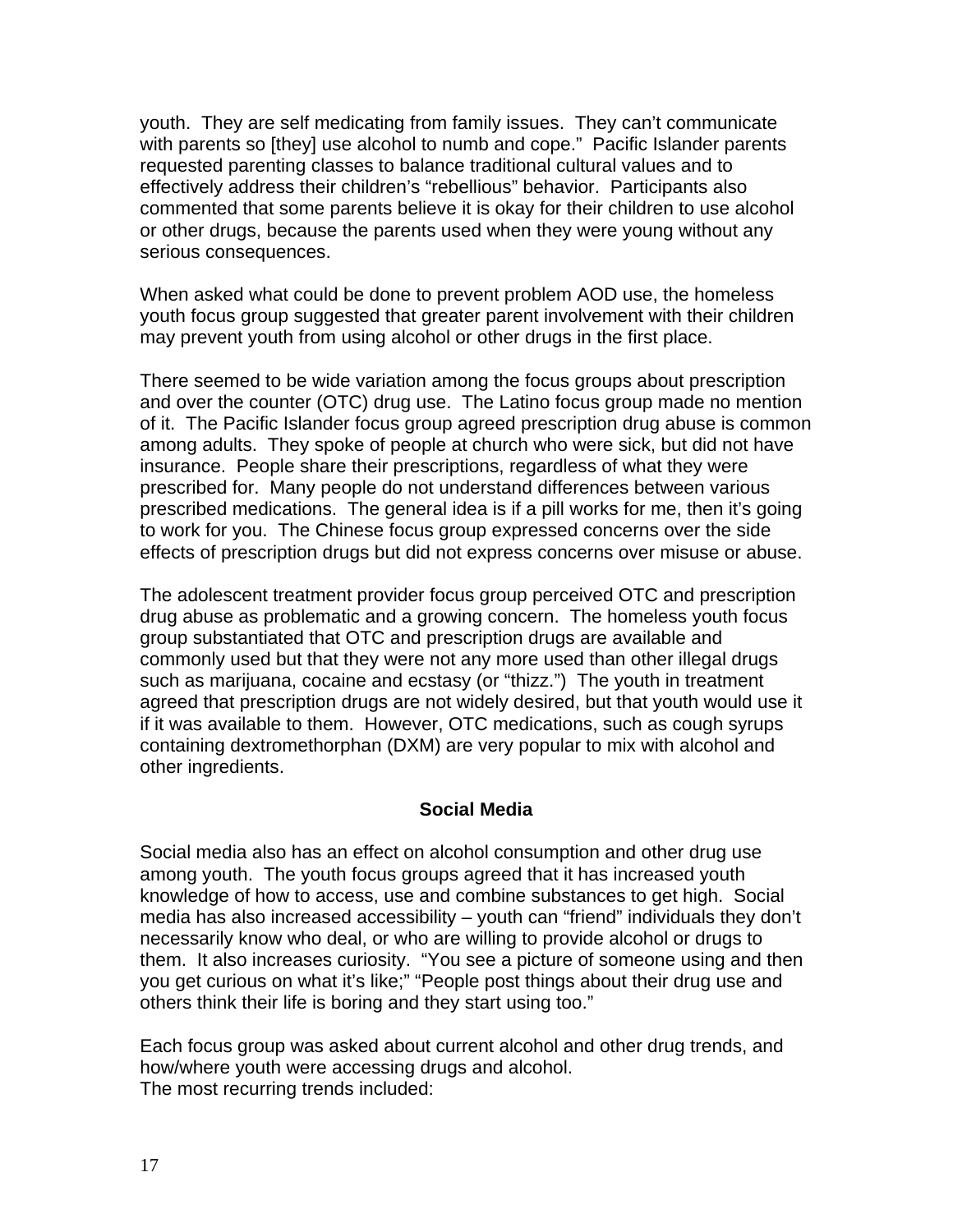youth. They are self medicating from family issues. They can't communicate with parents so [they] use alcohol to numb and cope." Pacific Islander parents requested parenting classes to balance traditional cultural values and to effectively address their children's "rebellious" behavior. Participants also commented that some parents believe it is okay for their children to use alcohol or other drugs, because the parents used when they were young without any serious consequences.

When asked what could be done to prevent problem AOD use, the homeless youth focus group suggested that greater parent involvement with their children may prevent youth from using alcohol or other drugs in the first place.

There seemed to be wide variation among the focus groups about prescription and over the counter (OTC) drug use. The Latino focus group made no mention of it. The Pacific Islander focus group agreed prescription drug abuse is common among adults. They spoke of people at church who were sick, but did not have insurance. People share their prescriptions, regardless of what they were prescribed for. Many people do not understand differences between various prescribed medications. The general idea is if a pill works for me, then it's going to work for you. The Chinese focus group expressed concerns over the side effects of prescription drugs but did not express concerns over misuse or abuse.

The adolescent treatment provider focus group perceived OTC and prescription drug abuse as problematic and a growing concern. The homeless youth focus group substantiated that OTC and prescription drugs are available and commonly used but that they were not any more used than other illegal drugs such as marijuana, cocaine and ecstasy (or "thizz.") The youth in treatment agreed that prescription drugs are not widely desired, but that youth would use it if it was available to them. However, OTC medications, such as cough syrups containing dextromethorphan (DXM) are very popular to mix with alcohol and other ingredients.

## Social Media

Social media also has an effect on alcohol consumption and other drug use among youth. The youth focus groups agreed that it has increased youth knowledge of how to access, use and combine substances to get high. Social media has also increased accessibility – youth can "friend" individuals they don't necessarily know who deal, or who are willing to provide alcohol or drugs to them. It also increases curiosity. "You see a picture of someone using and then you get curious on what it's like;" "People post things about their drug use and others think their life is boring and they start using too."

Each focus group was asked about current alcohol and other drug trends, and how/where youth were accessing drugs and alcohol.
The most recurring trends included: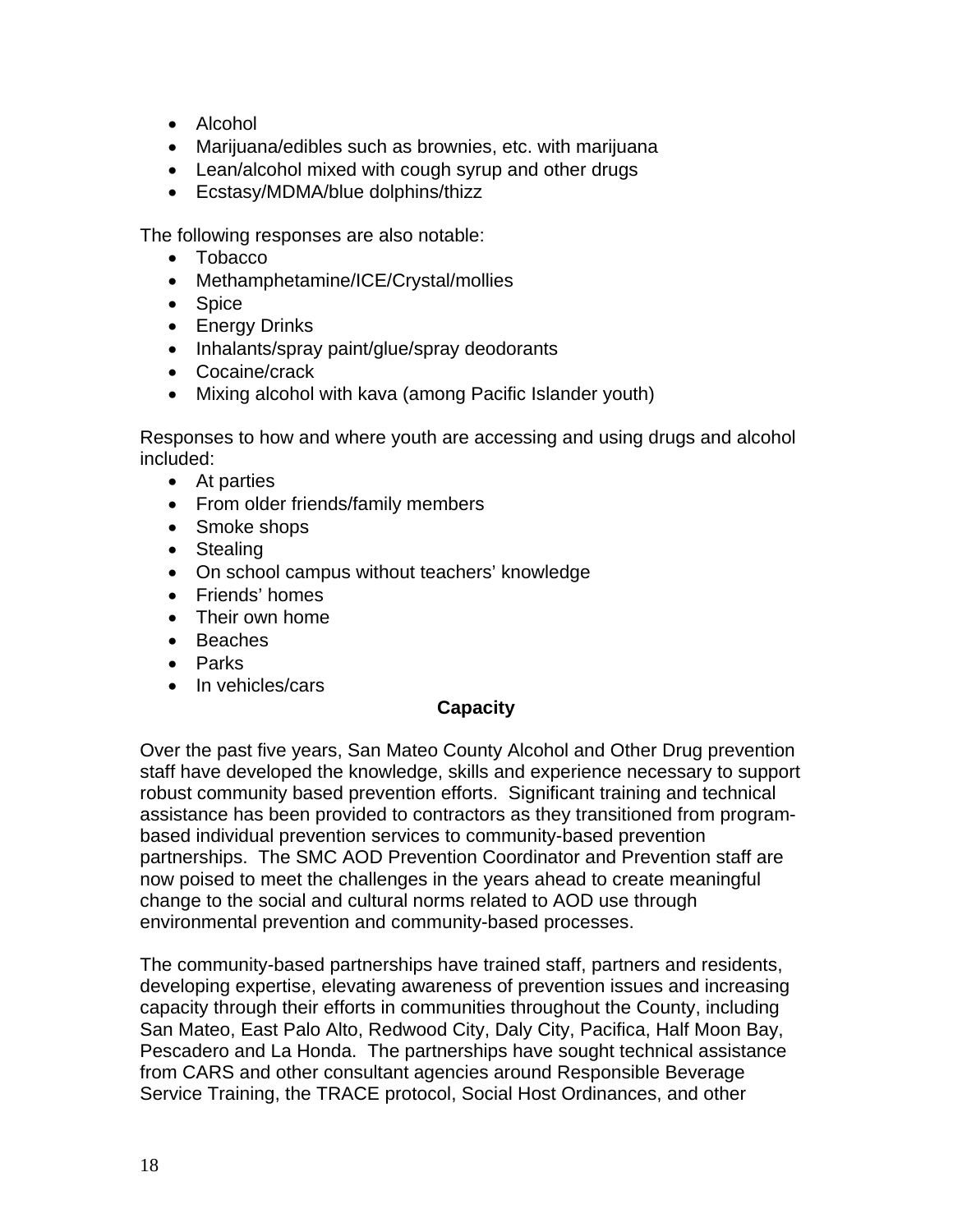- Alcohol
- Marijuana/edibles such as brownies, etc. with marijuana
- Lean/alcohol mixed with cough syrup and other drugs
- Ecstasy/MDMA/blue dolphins/thizz

The following responses are also notable:

- Tobacco
- Methamphetamine/ICE/Crystal/mollies
- Spice
- Energy Drinks
- Inhalants/spray paint/glue/spray deodorants
- Cocaine/crack
- Mixing alcohol with kava (among Pacific Islander youth)

Responses to how and where youth are accessing and using drugs and alcohol included:

- At parties
- From older friends/family members
- Smoke shops
- Stealing
- On school campus without teachers' knowledge
- Friends' homes
- Their own home
- Beaches
- Parks
- In vehicles/cars

## Capacity

Over the past five years, San Mateo County Alcohol and Other Drug prevention staff have developed the knowledge, skills and experience necessary to support robust community based prevention efforts. Significant training and technical assistance has been provided to contractors as they transitioned from program-based individual prevention services to community-based prevention partnerships. The SMC AOD Prevention Coordinator and Prevention staff are now poised to meet the challenges in the years ahead to create meaningful change to the social and cultural norms related to AOD use through environmental prevention and community-based processes.

The community-based partnerships have trained staff, partners and residents, developing expertise, elevating awareness of prevention issues and increasing capacity through their efforts in communities throughout the County, including San Mateo, East Palo Alto, Redwood City, Daly City, Pacifica, Half Moon Bay, Pescadero and La Honda. The partnerships have sought technical assistance from CARS and other consultant agencies around Responsible Beverage Service Training, the TRACE protocol, Social Host Ordinances, and other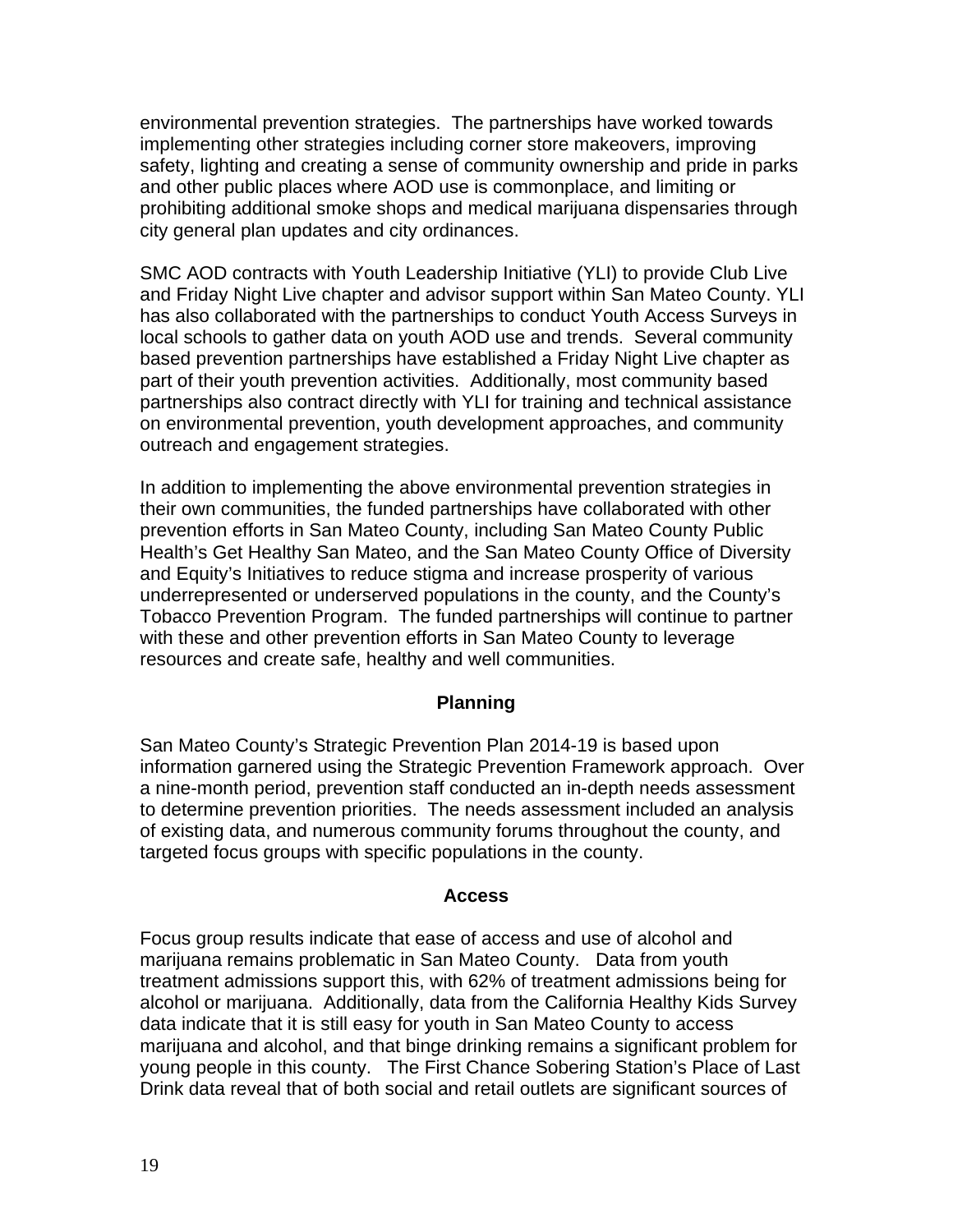environmental prevention strategies. The partnerships have worked towards implementing other strategies including corner store makeovers, improving safety, lighting and creating a sense of community ownership and pride in parks and other public places where AOD use is commonplace, and limiting or prohibiting additional smoke shops and medical marijuana dispensaries through city general plan updates and city ordinances.

SMC AOD contracts with Youth Leadership Initiative (YLI) to provide Club Live and Friday Night Live chapter and advisor support within San Mateo County. YLI has also collaborated with the partnerships to conduct Youth Access Surveys in local schools to gather data on youth AOD use and trends. Several community based prevention partnerships have established a Friday Night Live chapter as part of their youth prevention activities. Additionally, most community based partnerships also contract directly with YLI for training and technical assistance on environmental prevention, youth development approaches, and community outreach and engagement strategies.

In addition to implementing the above environmental prevention strategies in their own communities, the funded partnerships have collaborated with other prevention efforts in San Mateo County, including San Mateo County Public Health's Get Healthy San Mateo, and the San Mateo County Office of Diversity and Equity's Initiatives to reduce stigma and increase prosperity of various underrepresented or underserved populations in the county, and the County's Tobacco Prevention Program. The funded partnerships will continue to partner with these and other prevention efforts in San Mateo County to leverage resources and create safe, healthy and well communities.

## Planning

San Mateo County's Strategic Prevention Plan 2014-19 is based upon information garnered using the Strategic Prevention Framework approach. Over a nine-month period, prevention staff conducted an in-depth needs assessment to determine prevention priorities. The needs assessment included an analysis of existing data, and numerous community forums throughout the county, and targeted focus groups with specific populations in the county.

## Access

Focus group results indicate that ease of access and use of alcohol and marijuana remains problematic in San Mateo County. Data from youth treatment admissions support this, with 62% of treatment admissions being for alcohol or marijuana. Additionally, data from the California Healthy Kids Survey data indicate that it is still easy for youth in San Mateo County to access marijuana and alcohol, and that binge drinking remains a significant problem for young people in this county. The First Chance Sobering Station's Place of Last Drink data reveal that of both social and retail outlets are significant sources of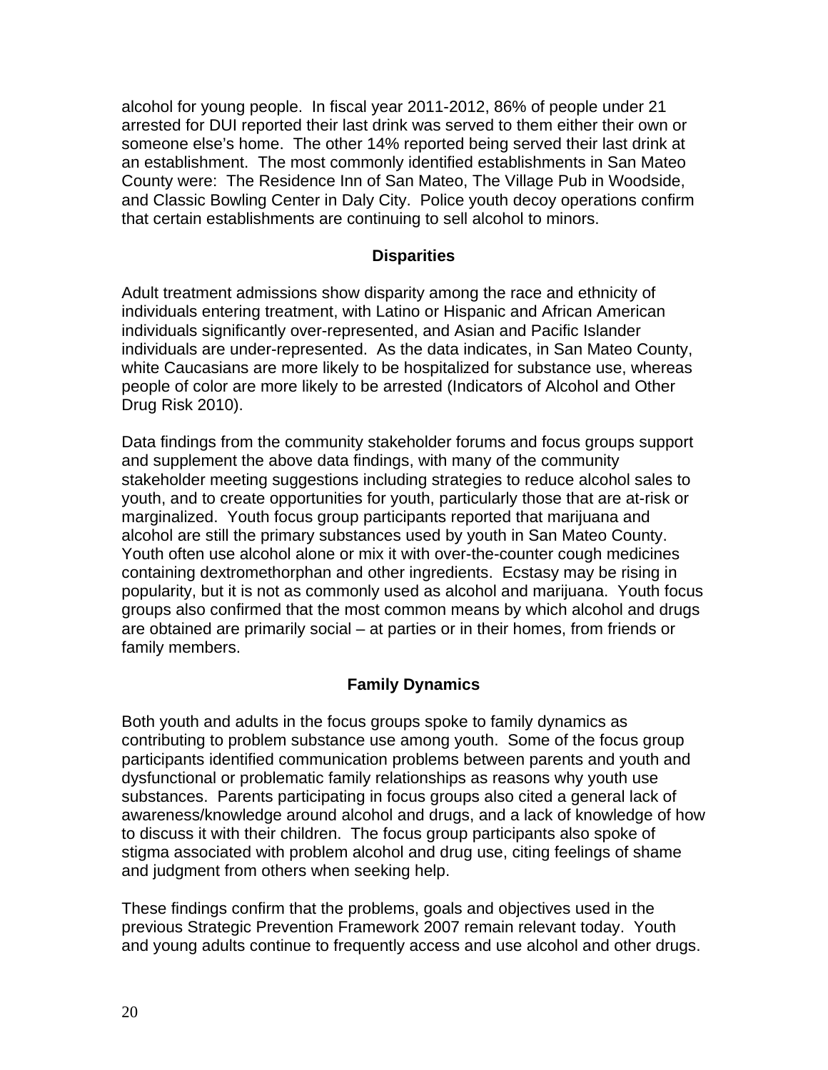alcohol for young people. In fiscal year 2011-2012, 86% of people under 21 arrested for DUI reported their last drink was served to them either their own or someone else's home. The other 14% reported being served their last drink at an establishment. The most commonly identified establishments in San Mateo County were: The Residence Inn of San Mateo, The Village Pub in Woodside, and Classic Bowling Center in Daly City. Police youth decoy operations confirm that certain establishments are continuing to sell alcohol to minors.

### Disparities

Adult treatment admissions show disparity among the race and ethnicity of individuals entering treatment, with Latino or Hispanic and African American individuals significantly over-represented, and Asian and Pacific Islander individuals are under-represented. As the data indicates, in San Mateo County, white Caucasians are more likely to be hospitalized for substance use, whereas people of color are more likely to be arrested (Indicators of Alcohol and Other Drug Risk 2010).

Data findings from the community stakeholder forums and focus groups support and supplement the above data findings, with many of the community stakeholder meeting suggestions including strategies to reduce alcohol sales to youth, and to create opportunities for youth, particularly those that are at-risk or marginalized. Youth focus group participants reported that marijuana and alcohol are still the primary substances used by youth in San Mateo County. Youth often use alcohol alone or mix it with over-the-counter cough medicines containing dextromethorphan and other ingredients. Ecstasy may be rising in popularity, but it is not as commonly used as alcohol and marijuana. Youth focus groups also confirmed that the most common means by which alcohol and drugs are obtained are primarily social – at parties or in their homes, from friends or family members.

### Family Dynamics

Both youth and adults in the focus groups spoke to family dynamics as contributing to problem substance use among youth. Some of the focus group participants identified communication problems between parents and youth and dysfunctional or problematic family relationships as reasons why youth use substances. Parents participating in focus groups also cited a general lack of awareness/knowledge around alcohol and drugs, and a lack of knowledge of how to discuss it with their children. The focus group participants also spoke of stigma associated with problem alcohol and drug use, citing feelings of shame and judgment from others when seeking help.

These findings confirm that the problems, goals and objectives used in the previous Strategic Prevention Framework 2007 remain relevant today. Youth and young adults continue to frequently access and use alcohol and other drugs.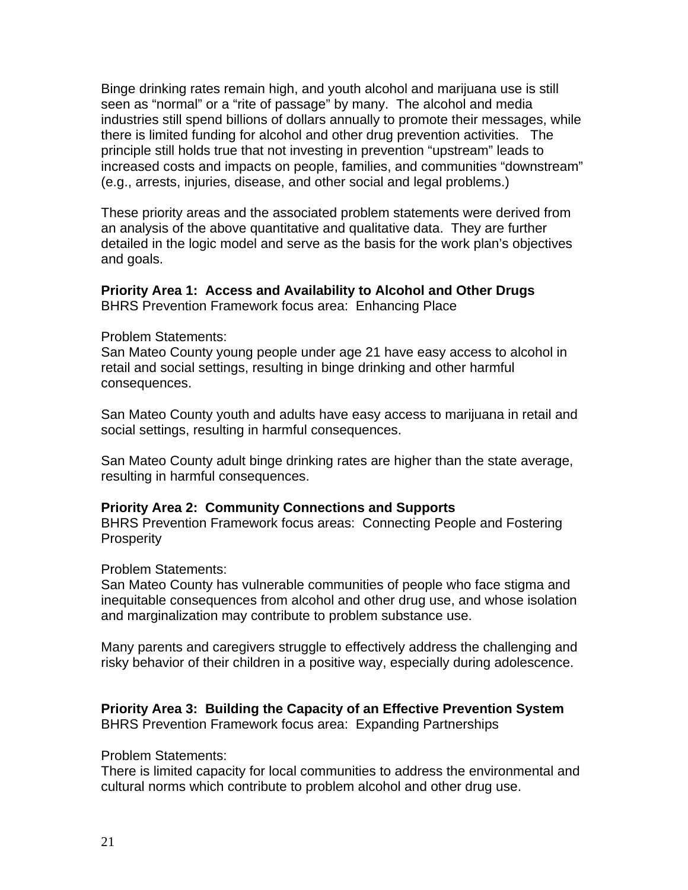Binge drinking rates remain high, and youth alcohol and marijuana use is still seen as "normal" or a "rite of passage" by many. The alcohol and media industries still spend billions of dollars annually to promote their messages, while there is limited funding for alcohol and other drug prevention activities. The principle still holds true that not investing in prevention "upstream" leads to increased costs and impacts on people, families, and communities "downstream" (e.g., arrests, injuries, disease, and other social and legal problems.)

These priority areas and the associated problem statements were derived from an analysis of the above quantitative and qualitative data. They are further detailed in the logic model and serve as the basis for the work plan's objectives and goals.

**Priority Area 1: Access and Availability to Alcohol and Other Drugs**
BHRS Prevention Framework focus area: Enhancing Place

Problem Statements:
San Mateo County young people under age 21 have easy access to alcohol in retail and social settings, resulting in binge drinking and other harmful consequences.

San Mateo County youth and adults have easy access to marijuana in retail and social settings, resulting in harmful consequences.

San Mateo County adult binge drinking rates are higher than the state average, resulting in harmful consequences.

**Priority Area 2: Community Connections and Supports**
BHRS Prevention Framework focus areas: Connecting People and Fostering Prosperity

Problem Statements:
San Mateo County has vulnerable communities of people who face stigma and inequitable consequences from alcohol and other drug use, and whose isolation and marginalization may contribute to problem substance use.

Many parents and caregivers struggle to effectively address the challenging and risky behavior of their children in a positive way, especially during adolescence.

**Priority Area 3: Building the Capacity of an Effective Prevention System**
BHRS Prevention Framework focus area: Expanding Partnerships

Problem Statements:
There is limited capacity for local communities to address the environmental and cultural norms which contribute to problem alcohol and other drug use.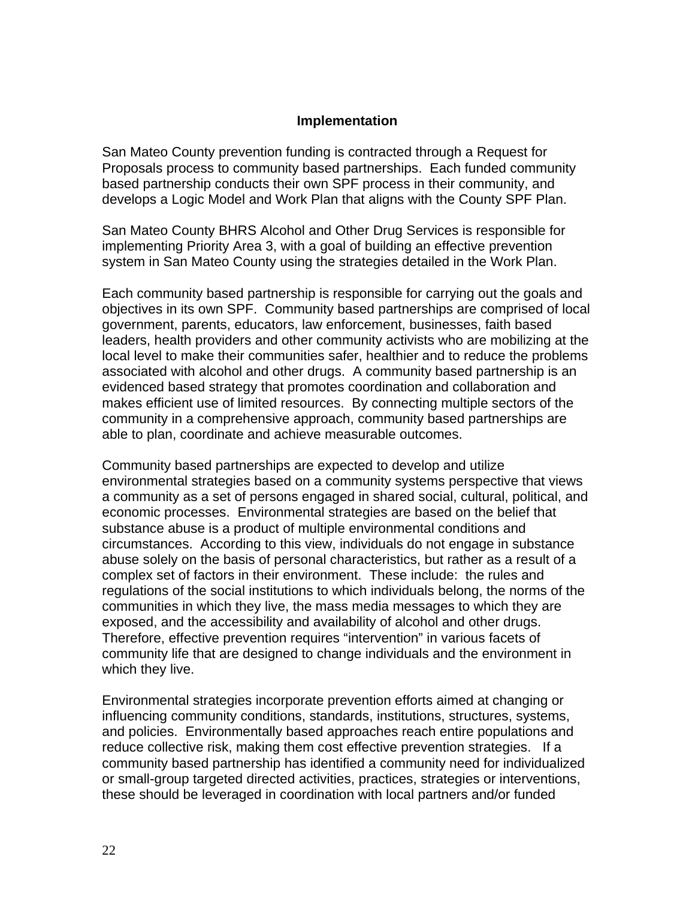## Implementation

San Mateo County prevention funding is contracted through a Request for Proposals process to community based partnerships. Each funded community based partnership conducts their own SPF process in their community, and develops a Logic Model and Work Plan that aligns with the County SPF Plan.

San Mateo County BHRS Alcohol and Other Drug Services is responsible for implementing Priority Area 3, with a goal of building an effective prevention system in San Mateo County using the strategies detailed in the Work Plan.

Each community based partnership is responsible for carrying out the goals and objectives in its own SPF. Community based partnerships are comprised of local government, parents, educators, law enforcement, businesses, faith based leaders, health providers and other community activists who are mobilizing at the local level to make their communities safer, healthier and to reduce the problems associated with alcohol and other drugs. A community based partnership is an evidenced based strategy that promotes coordination and collaboration and makes efficient use of limited resources. By connecting multiple sectors of the community in a comprehensive approach, community based partnerships are able to plan, coordinate and achieve measurable outcomes.

Community based partnerships are expected to develop and utilize environmental strategies based on a community systems perspective that views a community as a set of persons engaged in shared social, cultural, political, and economic processes. Environmental strategies are based on the belief that substance abuse is a product of multiple environmental conditions and circumstances. According to this view, individuals do not engage in substance abuse solely on the basis of personal characteristics, but rather as a result of a complex set of factors in their environment. These include: the rules and regulations of the social institutions to which individuals belong, the norms of the communities in which they live, the mass media messages to which they are exposed, and the accessibility and availability of alcohol and other drugs. Therefore, effective prevention requires "intervention" in various facets of community life that are designed to change individuals and the environment in which they live.

Environmental strategies incorporate prevention efforts aimed at changing or influencing community conditions, standards, institutions, structures, systems, and policies. Environmentally based approaches reach entire populations and reduce collective risk, making them cost effective prevention strategies. If a community based partnership has identified a community need for individualized or small-group targeted directed activities, practices, strategies or interventions, these should be leveraged in coordination with local partners and/or funded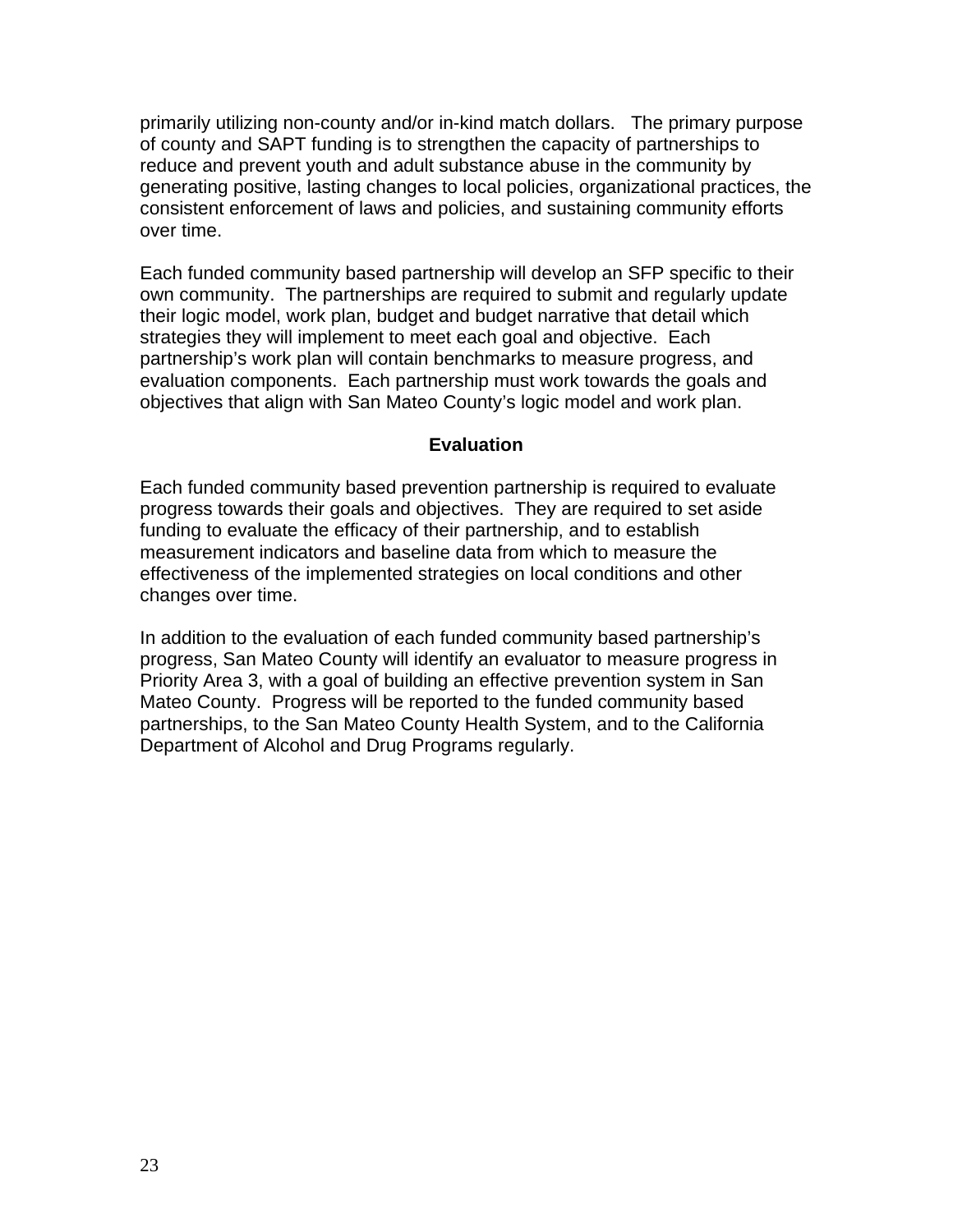primarily utilizing non-county and/or in-kind match dollars. The primary purpose of county and SAPT funding is to strengthen the capacity of partnerships to reduce and prevent youth and adult substance abuse in the community by generating positive, lasting changes to local policies, organizational practices, the consistent enforcement of laws and policies, and sustaining community efforts over time.

Each funded community based partnership will develop an SFP specific to their own community. The partnerships are required to submit and regularly update their logic model, work plan, budget and budget narrative that detail which strategies they will implement to meet each goal and objective. Each partnership's work plan will contain benchmarks to measure progress, and evaluation components. Each partnership must work towards the goals and objectives that align with San Mateo County's logic model and work plan.

### Evaluation

Each funded community based prevention partnership is required to evaluate progress towards their goals and objectives. They are required to set aside funding to evaluate the efficacy of their partnership, and to establish measurement indicators and baseline data from which to measure the effectiveness of the implemented strategies on local conditions and other changes over time.

In addition to the evaluation of each funded community based partnership's progress, San Mateo County will identify an evaluator to measure progress in Priority Area 3, with a goal of building an effective prevention system in San Mateo County. Progress will be reported to the funded community based partnerships, to the San Mateo County Health System, and to the California Department of Alcohol and Drug Programs regularly.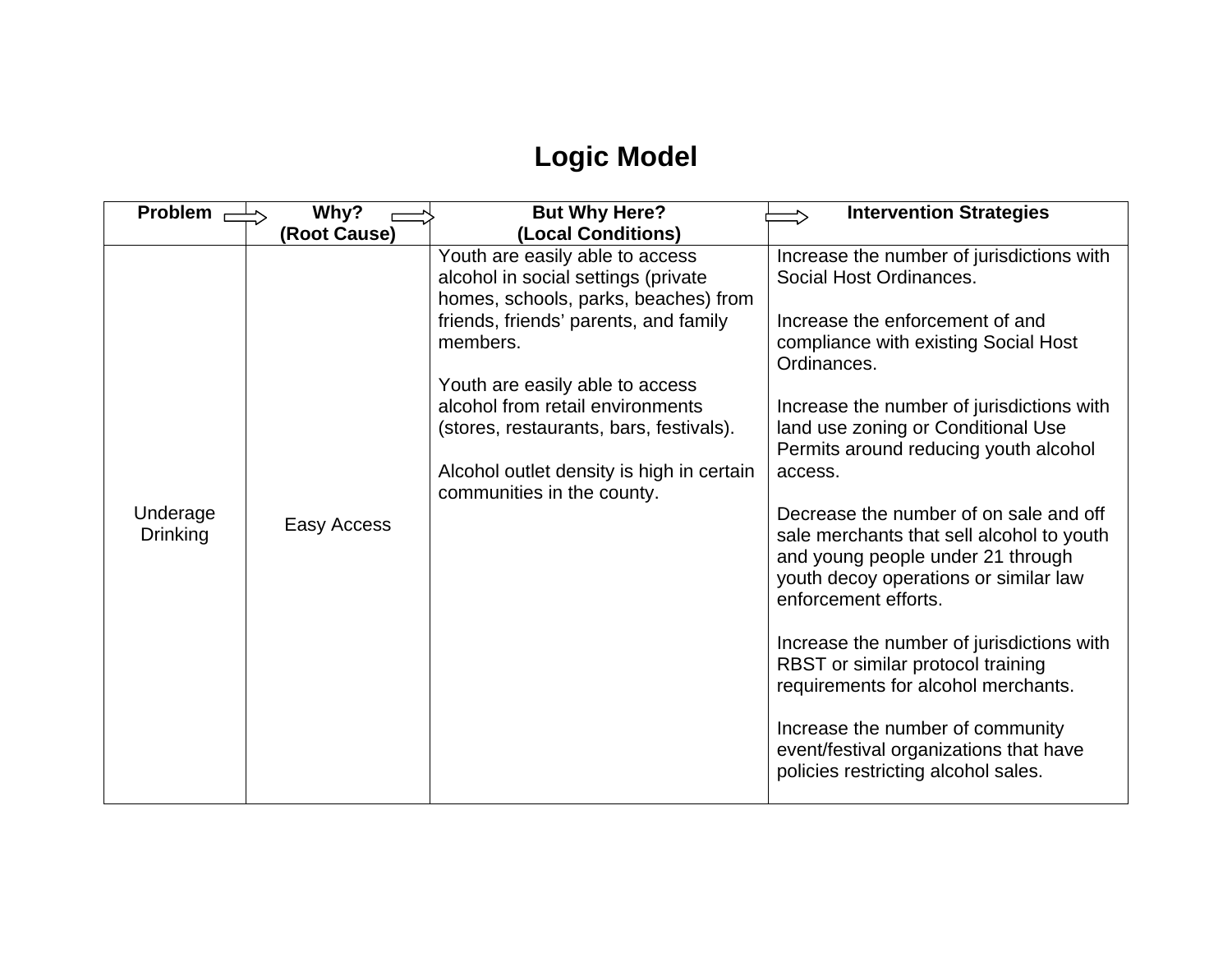# Logic Model

| Problem | Why? (Root Cause) | But Why Here? (Local Conditions) | Intervention Strategies |
|---|---|---|---|
| Underage Drinking | Easy Access | Youth are easily able to access alcohol in social settings (private homes, schools, parks, beaches) from friends, friends' parents, and family members.<br><br>Youth are easily able to access alcohol from retail environments (stores, restaurants, bars, festivals).<br><br>Alcohol outlet density is high in certain communities in the county. | Increase the number of jurisdictions with Social Host Ordinances.<br><br>Increase the enforcement of and compliance with existing Social Host Ordinances.<br><br>Increase the number of jurisdictions with land use zoning or Conditional Use Permits around reducing youth alcohol access.<br><br>Decrease the number of on sale and off sale merchants that sell alcohol to youth and young people under 21 through youth decoy operations or similar law enforcement efforts.<br><br>Increase the number of jurisdictions with RBST or similar protocol training requirements for alcohol merchants.<br><br>Increase the number of community event/festival organizations that have policies restricting alcohol sales. |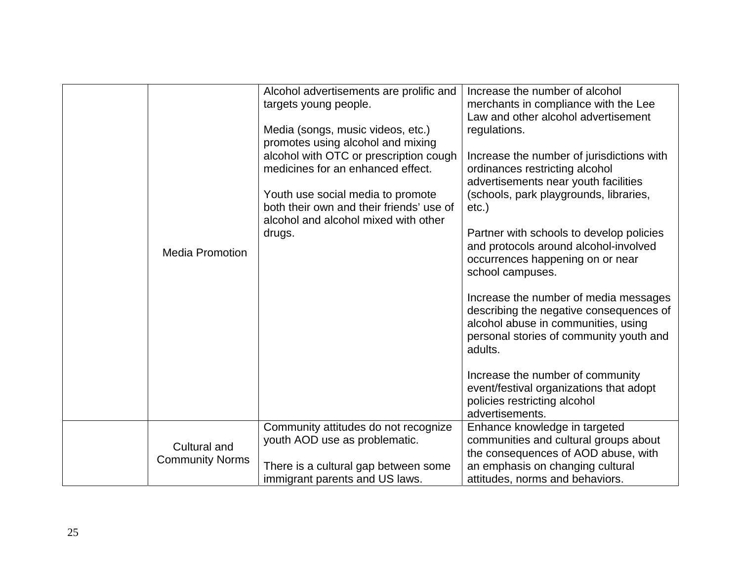|  |  |  |  |
|---|---|---|---|
|  | Media Promotion | Alcohol advertisements are prolific and targets young people.<br><br>Media (songs, music videos, etc.) promotes using alcohol and mixing alcohol with OTC or prescription cough medicines for an enhanced effect.<br><br>Youth use social media to promote both their own and their friends' use of alcohol and alcohol mixed with other drugs. | Increase the number of alcohol merchants in compliance with the Lee Law and other alcohol advertisement regulations.<br><br>Increase the number of jurisdictions with ordinances restricting alcohol advertisements near youth facilities (schools, park playgrounds, libraries, etc.)<br><br>Partner with schools to develop policies and protocols around alcohol-involved occurrences happening on or near school campuses.<br><br>Increase the number of media messages describing the negative consequences of alcohol abuse in communities, using personal stories of community youth and adults.<br><br>Increase the number of community event/festival organizations that adopt policies restricting alcohol advertisements. |
|  | Cultural and Community Norms | Community attitudes do not recognize youth AOD use as problematic.<br><br>There is a cultural gap between some immigrant parents and US laws. | Enhance knowledge in targeted communities and cultural groups about the consequences of AOD abuse, with an emphasis on changing cultural attitudes, norms and behaviors. |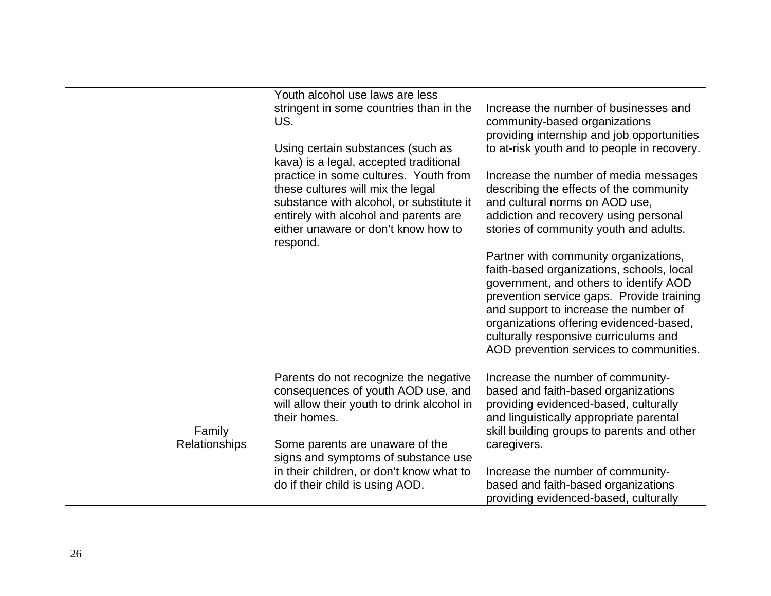| | | | |
|---|---|---|---|
| | | Youth alcohol use laws are less stringent in some countries than in the US.<br><br>Using certain substances (such as kava) is a legal, accepted traditional practice in some cultures. Youth from these cultures will mix the legal substance with alcohol, or substitute it entirely with alcohol and parents are either unaware or don't know how to respond. | Increase the number of businesses and community-based organizations providing internship and job opportunities to at-risk youth and to people in recovery.<br><br>Increase the number of media messages describing the effects of the community and cultural norms on AOD use, addiction and recovery using personal stories of community youth and adults.<br><br>Partner with community organizations, faith-based organizations, schools, local government, and others to identify AOD prevention service gaps. Provide training and support to increase the number of organizations offering evidenced-based, culturally responsive curriculums and AOD prevention services to communities. |
| | Family Relationships | Parents do not recognize the negative consequences of youth AOD use, and will allow their youth to drink alcohol in their homes.<br><br>Some parents are unaware of the signs and symptoms of substance use in their children, or don't know what to do if their child is using AOD. | Increase the number of community-based and faith-based organizations providing evidenced-based, culturally and linguistically appropriate parental skill building groups to parents and other caregivers.<br><br>Increase the number of community-based and faith-based organizations providing evidenced-based, culturally |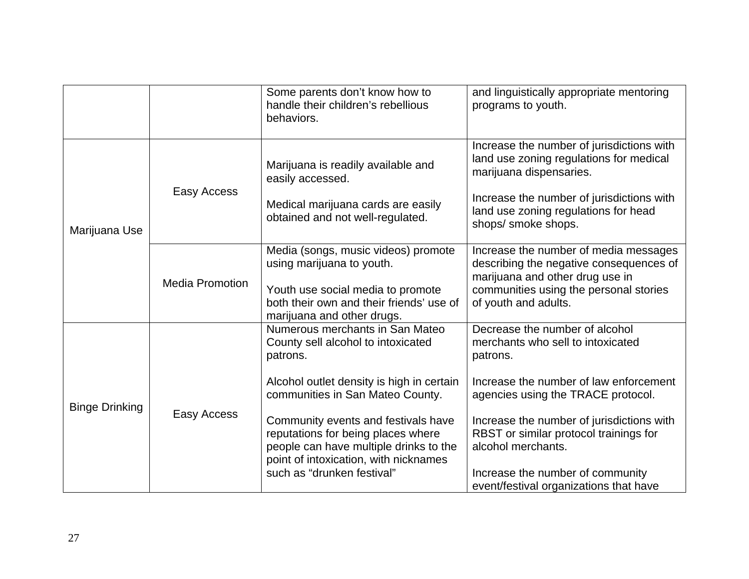| | | | |
|---|---|---|---|
| | | Some parents don't know how to handle their children's rebellious behaviors. | and linguistically appropriate mentoring programs to youth. |
| Marijuana Use | Easy Access | Marijuana is readily available and easily accessed.<br><br>Medical marijuana cards are easily obtained and not well-regulated. | Increase the number of jurisdictions with land use zoning regulations for medical marijuana dispensaries.<br><br>Increase the number of jurisdictions with land use zoning regulations for head shops/ smoke shops. |
| | Media Promotion | Media (songs, music videos) promote using marijuana to youth.<br><br>Youth use social media to promote both their own and their friends' use of marijuana and other drugs. | Increase the number of media messages describing the negative consequences of marijuana and other drug use in communities using the personal stories of youth and adults. |
| Binge Drinking | Easy Access | Numerous merchants in San Mateo County sell alcohol to intoxicated patrons.<br><br>Alcohol outlet density is high in certain communities in San Mateo County.<br><br>Community events and festivals have reputations for being places where people can have multiple drinks to the point of intoxication, with nicknames such as "drunken festival" | Decrease the number of alcohol merchants who sell to intoxicated patrons.<br><br>Increase the number of law enforcement agencies using the TRACE protocol.<br><br>Increase the number of jurisdictions with RBST or similar protocol trainings for alcohol merchants.<br><br>Increase the number of community event/festival organizations that have |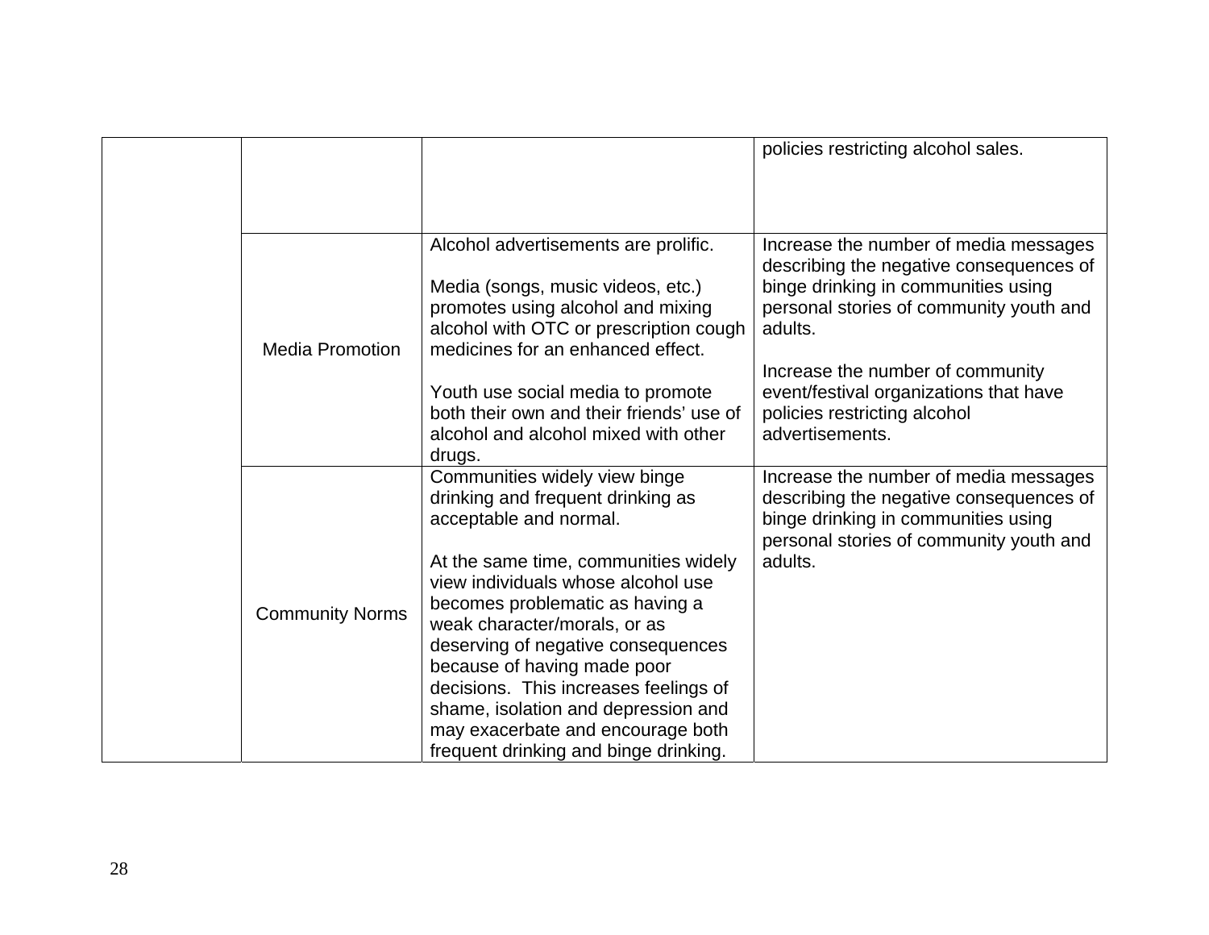| | | | |
|---|---|---|---|
| | | | policies restricting alcohol sales. |
| | Media Promotion | Alcohol advertisements are prolific.<br><br>Media (songs, music videos, etc.) promotes using alcohol and mixing alcohol with OTC or prescription cough medicines for an enhanced effect.<br><br>Youth use social media to promote both their own and their friends' use of alcohol and alcohol mixed with other drugs. | Increase the number of media messages describing the negative consequences of binge drinking in communities using personal stories of community youth and adults.<br><br>Increase the number of community event/festival organizations that have policies restricting alcohol advertisements. |
| | Community Norms | Communities widely view binge drinking and frequent drinking as acceptable and normal.<br><br>At the same time, communities widely view individuals whose alcohol use becomes problematic as having a weak character/morals, or as deserving of negative consequences because of having made poor decisions. This increases feelings of shame, isolation and depression and may exacerbate and encourage both frequent drinking and binge drinking. | Increase the number of media messages describing the negative consequences of binge drinking in communities using personal stories of community youth and adults. |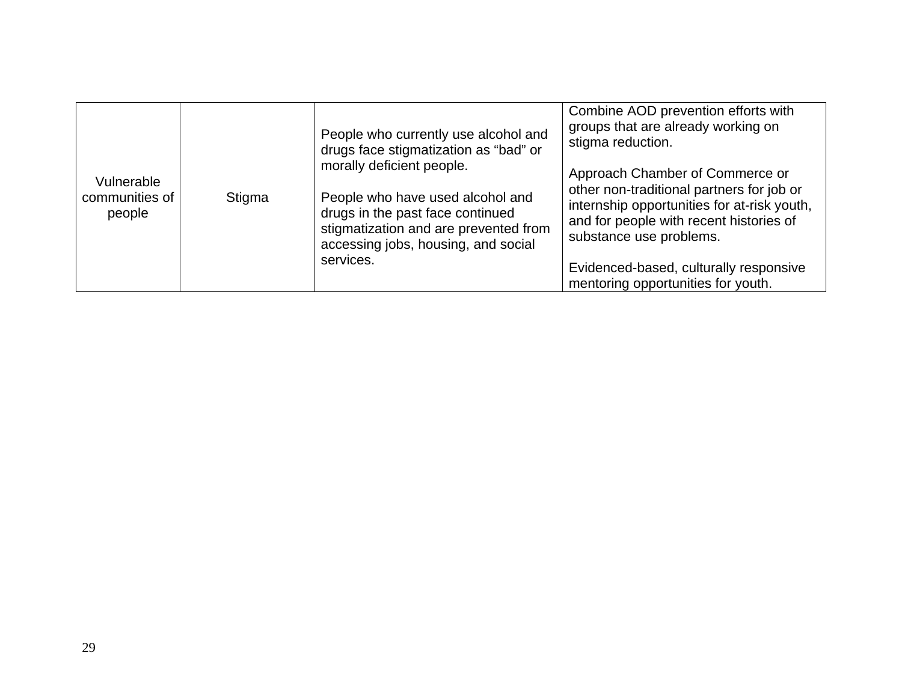| | | | |
|---|---|---|---|
| Vulnerable communities of people | Stigma | People who currently use alcohol and drugs face stigmatization as "bad" or morally deficient people.<br><br>People who have used alcohol and drugs in the past face continued stigmatization and are prevented from accessing jobs, housing, and social services. | Combine AOD prevention efforts with groups that are already working on stigma reduction.<br><br>Approach Chamber of Commerce or other non-traditional partners for job or internship opportunities for at-risk youth, and for people with recent histories of substance use problems.<br><br>Evidenced-based, culturally responsive mentoring opportunities for youth. |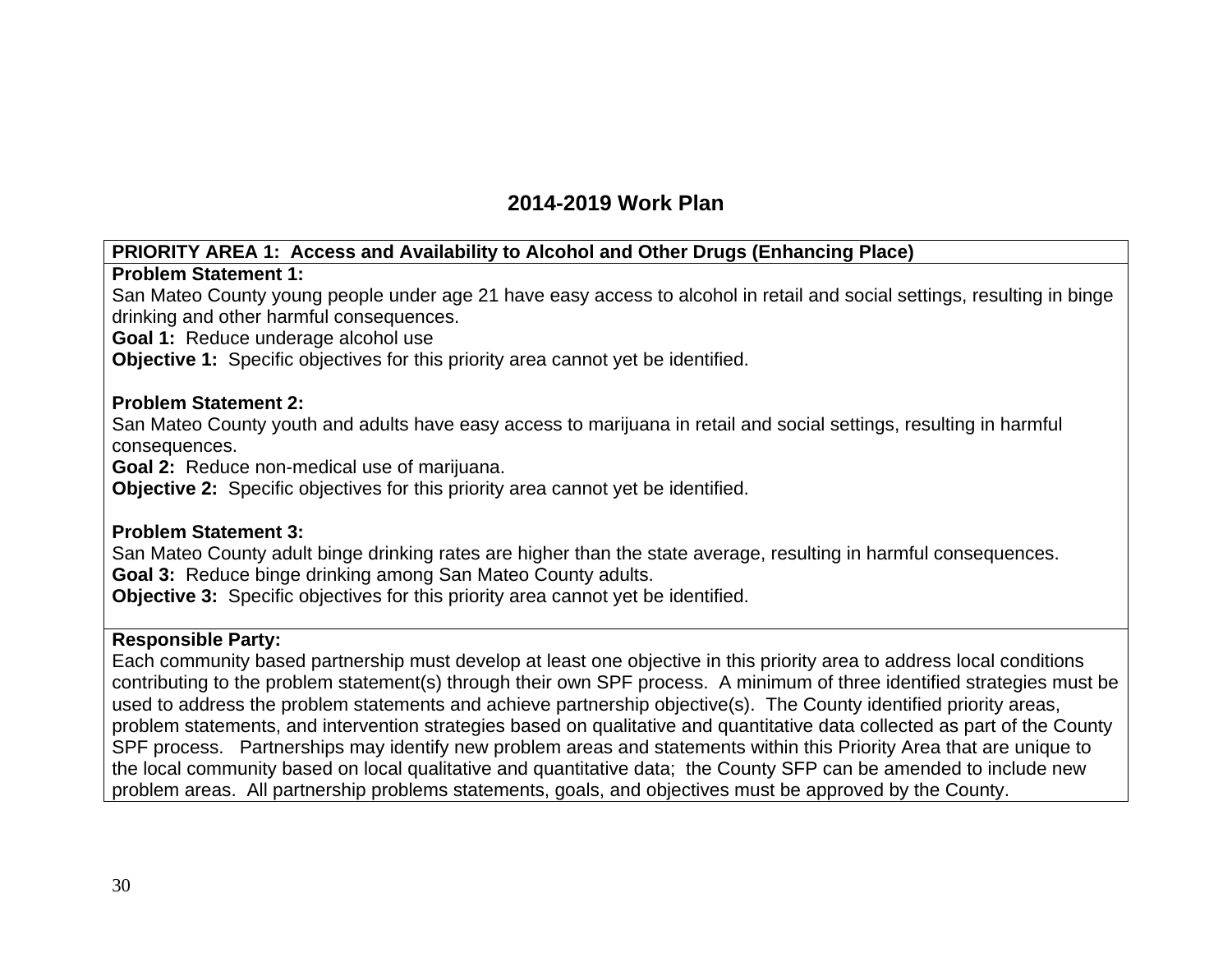# 2014-2019 Work Plan

| PRIORITY AREA 1: Access and Availability to Alcohol and Other Drugs (Enhancing Place) |
|---|
| **Problem Statement 1:**<br>San Mateo County young people under age 21 have easy access to alcohol in retail and social settings, resulting in binge drinking and other harmful consequences.<br>**Goal 1:** Reduce underage alcohol use<br>**Objective 1:** Specific objectives for this priority area cannot yet be identified.<br><br>**Problem Statement 2:**<br>San Mateo County youth and adults have easy access to marijuana in retail and social settings, resulting in harmful consequences.<br>**Goal 2:** Reduce non-medical use of marijuana.<br>**Objective 2:** Specific objectives for this priority area cannot yet be identified.<br><br>**Problem Statement 3:**<br>San Mateo County adult binge drinking rates are higher than the state average, resulting in harmful consequences.<br>**Goal 3:** Reduce binge drinking among San Mateo County adults.<br>**Objective 3:** Specific objectives for this priority area cannot yet be identified. |
| **Responsible Party:**<br>Each community based partnership must develop at least one objective in this priority area to address local conditions contributing to the problem statement(s) through their own SPF process. A minimum of three identified strategies must be used to address the problem statements and achieve partnership objective(s). The County identified priority areas, problem statements, and intervention strategies based on qualitative and quantitative data collected as part of the County SPF process. Partnerships may identify new problem areas and statements within this Priority Area that are unique to the local community based on local qualitative and quantitative data; the County SFP can be amended to include new problem areas. All partnership problems statements, goals, and objectives must be approved by the County. |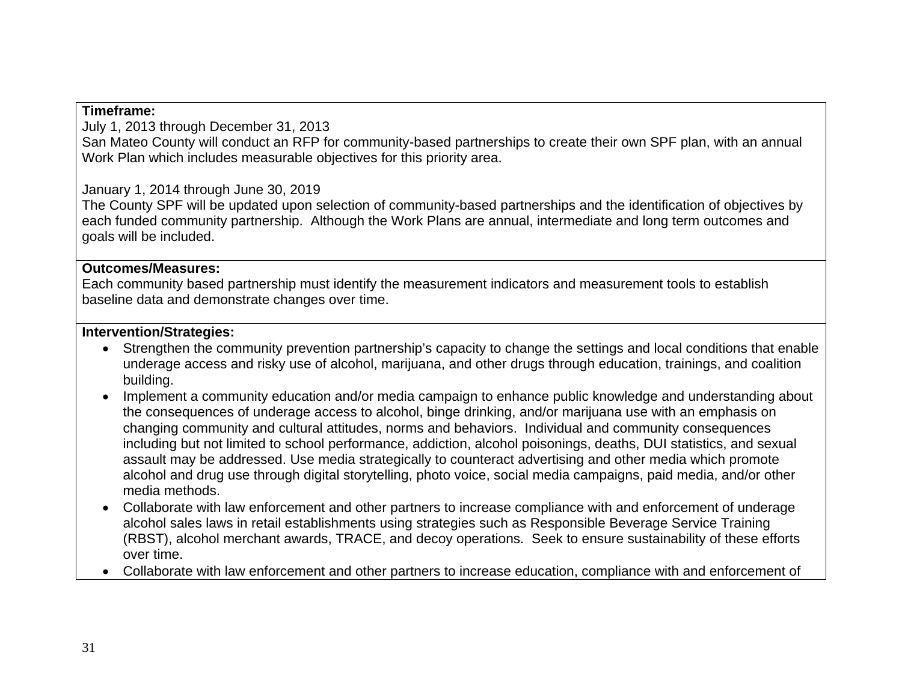**Timeframe:**

July 1, 2013 through December 31, 2013

San Mateo County will conduct an RFP for community-based partnerships to create their own SPF plan, with an annual Work Plan which includes measurable objectives for this priority area.

January 1, 2014 through June 30, 2019

The County SPF will be updated upon selection of community-based partnerships and the identification of objectives by each funded community partnership. Although the Work Plans are annual, intermediate and long term outcomes and goals will be included.

**Outcomes/Measures:**

Each community based partnership must identify the measurement indicators and measurement tools to establish baseline data and demonstrate changes over time.

**Intervention/Strategies:**

- Strengthen the community prevention partnership's capacity to change the settings and local conditions that enable underage access and risky use of alcohol, marijuana, and other drugs through education, trainings, and coalition building.
- Implement a community education and/or media campaign to enhance public knowledge and understanding about the consequences of underage access to alcohol, binge drinking, and/or marijuana use with an emphasis on changing community and cultural attitudes, norms and behaviors. Individual and community consequences including but not limited to school performance, addiction, alcohol poisonings, deaths, DUI statistics, and sexual assault may be addressed. Use media strategically to counteract advertising and other media which promote alcohol and drug use through digital storytelling, photo voice, social media campaigns, paid media, and/or other media methods.
- Collaborate with law enforcement and other partners to increase compliance with and enforcement of underage alcohol sales laws in retail establishments using strategies such as Responsible Beverage Service Training (RBST), alcohol merchant awards, TRACE, and decoy operations. Seek to ensure sustainability of these efforts over time.
- Collaborate with law enforcement and other partners to increase education, compliance with and enforcement of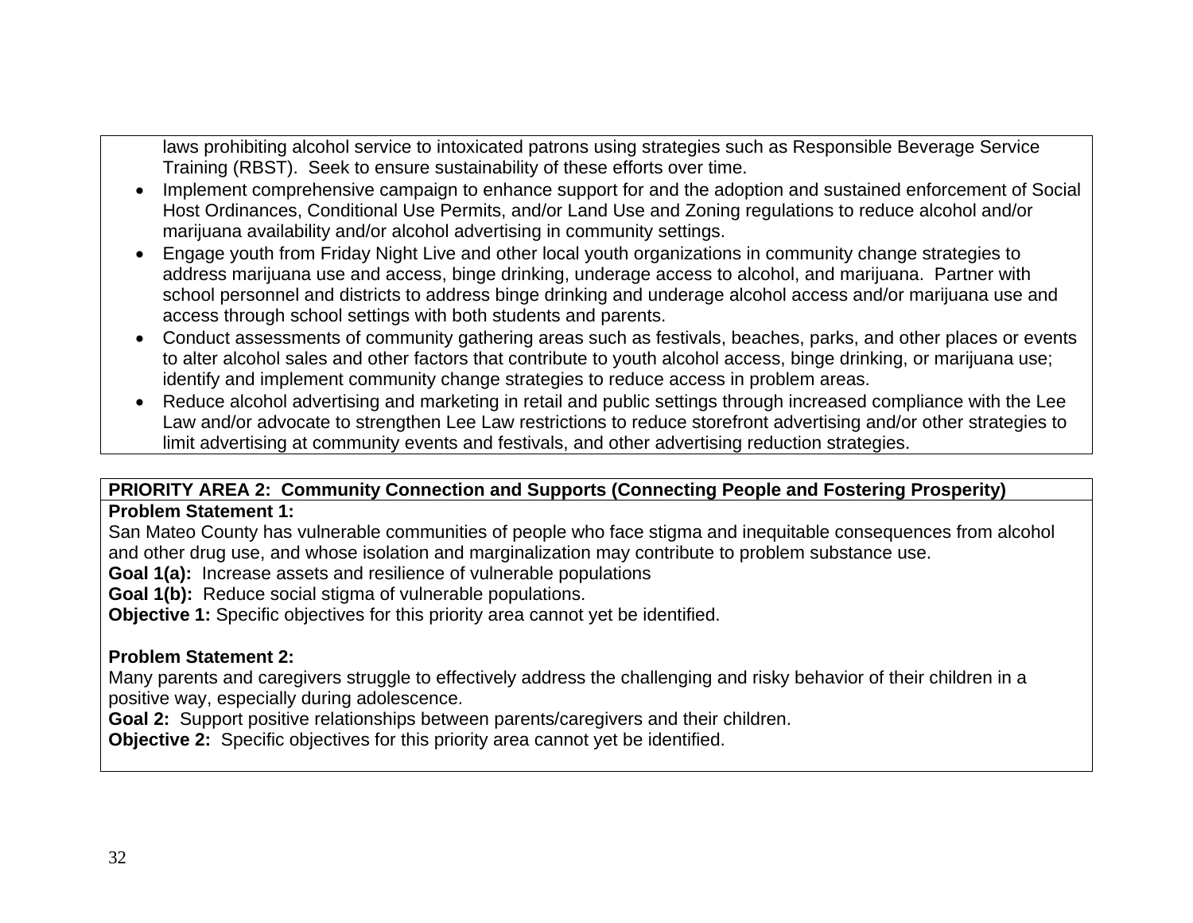laws prohibiting alcohol service to intoxicated patrons using strategies such as Responsible Beverage Service Training (RBST). Seek to ensure sustainability of these efforts over time.

- Implement comprehensive campaign to enhance support for and the adoption and sustained enforcement of Social Host Ordinances, Conditional Use Permits, and/or Land Use and Zoning regulations to reduce alcohol and/or marijuana availability and/or alcohol advertising in community settings.
- Engage youth from Friday Night Live and other local youth organizations in community change strategies to address marijuana use and access, binge drinking, underage access to alcohol, and marijuana. Partner with school personnel and districts to address binge drinking and underage alcohol access and/or marijuana use and access through school settings with both students and parents.
- Conduct assessments of community gathering areas such as festivals, beaches, parks, and other places or events to alter alcohol sales and other factors that contribute to youth alcohol access, binge drinking, or marijuana use; identify and implement community change strategies to reduce access in problem areas.
- Reduce alcohol advertising and marketing in retail and public settings through increased compliance with the Lee Law and/or advocate to strengthen Lee Law restrictions to reduce storefront advertising and/or other strategies to limit advertising at community events and festivals, and other advertising reduction strategies.

**PRIORITY AREA 2: Community Connection and Supports (Connecting People and Fostering Prosperity)**

**Problem Statement 1:**
San Mateo County has vulnerable communities of people who face stigma and inequitable consequences from alcohol and other drug use, and whose isolation and marginalization may contribute to problem substance use.

**Goal 1(a):** Increase assets and resilience of vulnerable populations

**Goal 1(b):** Reduce social stigma of vulnerable populations.

**Objective 1:** Specific objectives for this priority area cannot yet be identified.

**Problem Statement 2:**
Many parents and caregivers struggle to effectively address the challenging and risky behavior of their children in a positive way, especially during adolescence.

**Goal 2:** Support positive relationships between parents/caregivers and their children.

**Objective 2:** Specific objectives for this priority area cannot yet be identified.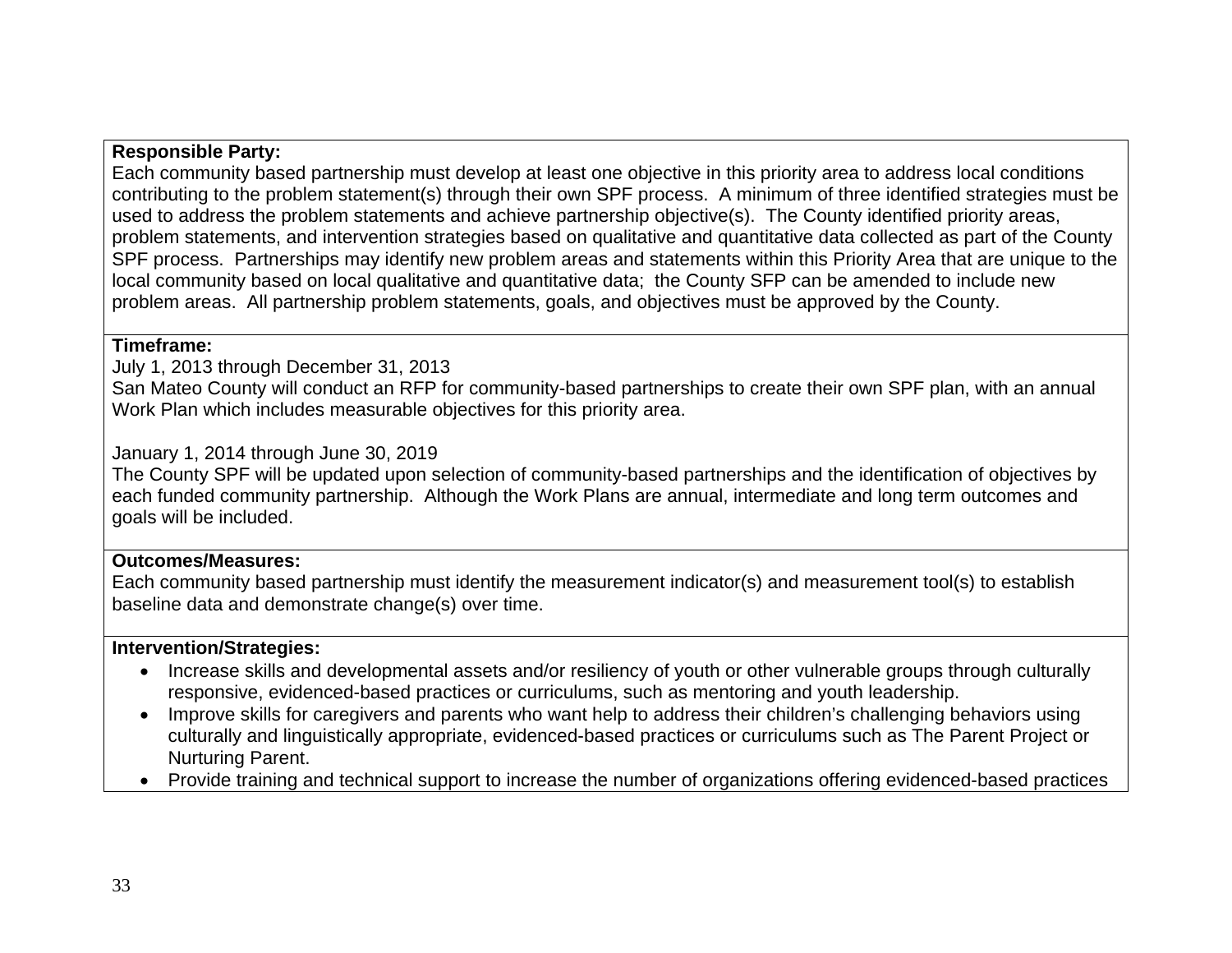**Responsible Party:**
Each community based partnership must develop at least one objective in this priority area to address local conditions contributing to the problem statement(s) through their own SPF process. A minimum of three identified strategies must be used to address the problem statements and achieve partnership objective(s). The County identified priority areas, problem statements, and intervention strategies based on qualitative and quantitative data collected as part of the County SPF process. Partnerships may identify new problem areas and statements within this Priority Area that are unique to the local community based on local qualitative and quantitative data; the County SFP can be amended to include new problem areas. All partnership problem statements, goals, and objectives must be approved by the County.

**Timeframe:**
July 1, 2013 through December 31, 2013
San Mateo County will conduct an RFP for community-based partnerships to create their own SPF plan, with an annual Work Plan which includes measurable objectives for this priority area.

January 1, 2014 through June 30, 2019
The County SPF will be updated upon selection of community-based partnerships and the identification of objectives by each funded community partnership. Although the Work Plans are annual, intermediate and long term outcomes and goals will be included.

**Outcomes/Measures:**
Each community based partnership must identify the measurement indicator(s) and measurement tool(s) to establish baseline data and demonstrate change(s) over time.

**Intervention/Strategies:**

- Increase skills and developmental assets and/or resiliency of youth or other vulnerable groups through culturally responsive, evidenced-based practices or curriculums, such as mentoring and youth leadership.
- Improve skills for caregivers and parents who want help to address their children's challenging behaviors using culturally and linguistically appropriate, evidenced-based practices or curriculums such as The Parent Project or Nurturing Parent.
- Provide training and technical support to increase the number of organizations offering evidenced-based practices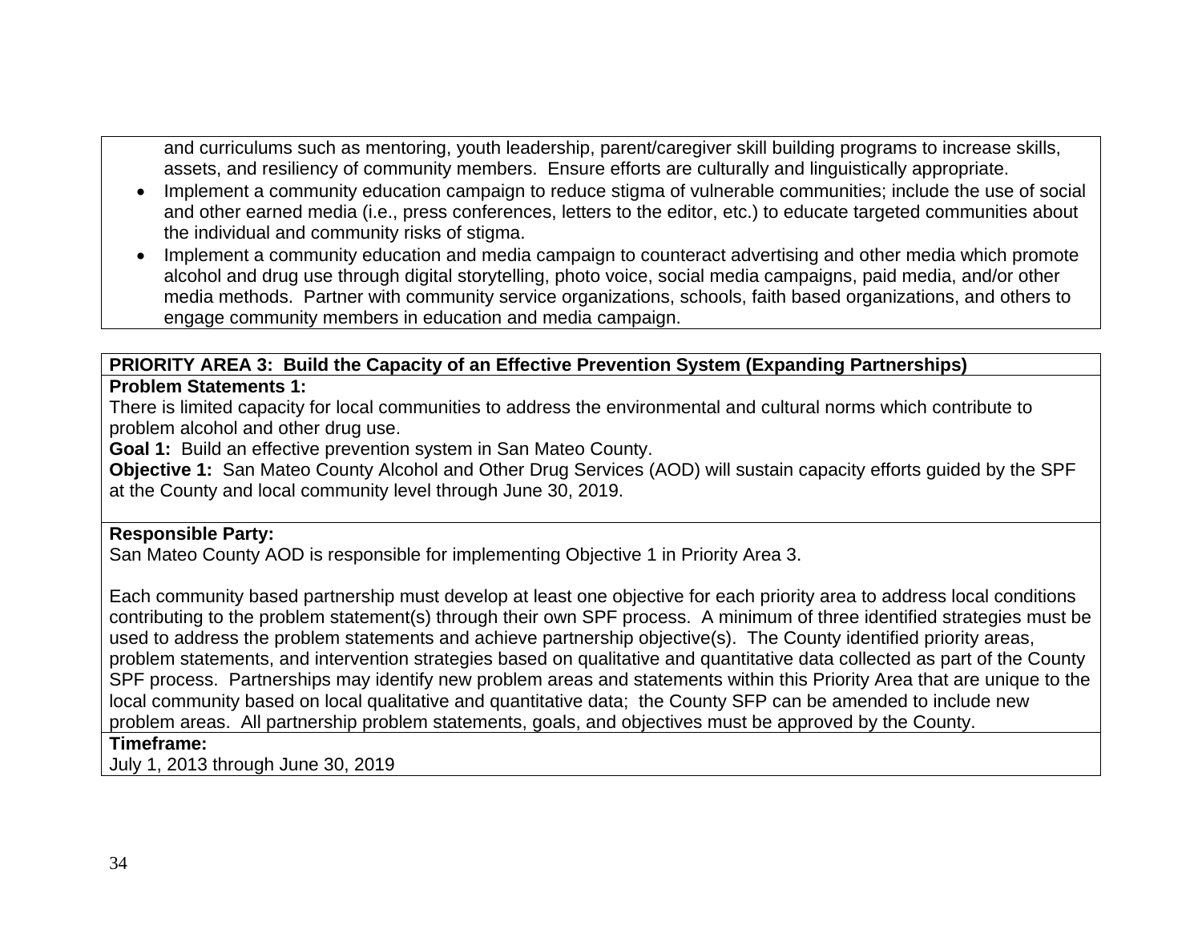and curriculums such as mentoring, youth leadership, parent/caregiver skill building programs to increase skills, assets, and resiliency of community members. Ensure efforts are culturally and linguistically appropriate.

- Implement a community education campaign to reduce stigma of vulnerable communities; include the use of social and other earned media (i.e., press conferences, letters to the editor, etc.) to educate targeted communities about the individual and community risks of stigma.
- Implement a community education and media campaign to counteract advertising and other media which promote alcohol and drug use through digital storytelling, photo voice, social media campaigns, paid media, and/or other media methods. Partner with community service organizations, schools, faith based organizations, and others to engage community members in education and media campaign.

**PRIORITY AREA 3: Build the Capacity of an Effective Prevention System (Expanding Partnerships)**

**Problem Statements 1:**
There is limited capacity for local communities to address the environmental and cultural norms which contribute to problem alcohol and other drug use.

**Goal 1:** Build an effective prevention system in San Mateo County.

**Objective 1:** San Mateo County Alcohol and Other Drug Services (AOD) will sustain capacity efforts guided by the SPF at the County and local community level through June 30, 2019.

**Responsible Party:**
San Mateo County AOD is responsible for implementing Objective 1 in Priority Area 3.

Each community based partnership must develop at least one objective for each priority area to address local conditions contributing to the problem statement(s) through their own SPF process. A minimum of three identified strategies must be used to address the problem statements and achieve partnership objective(s). The County identified priority areas, problem statements, and intervention strategies based on qualitative and quantitative data collected as part of the County SPF process. Partnerships may identify new problem areas and statements within this Priority Area that are unique to the local community based on local qualitative and quantitative data; the County SFP can be amended to include new problem areas. All partnership problem statements, goals, and objectives must be approved by the County.

**Timeframe:**
July 1, 2013 through June 30, 2019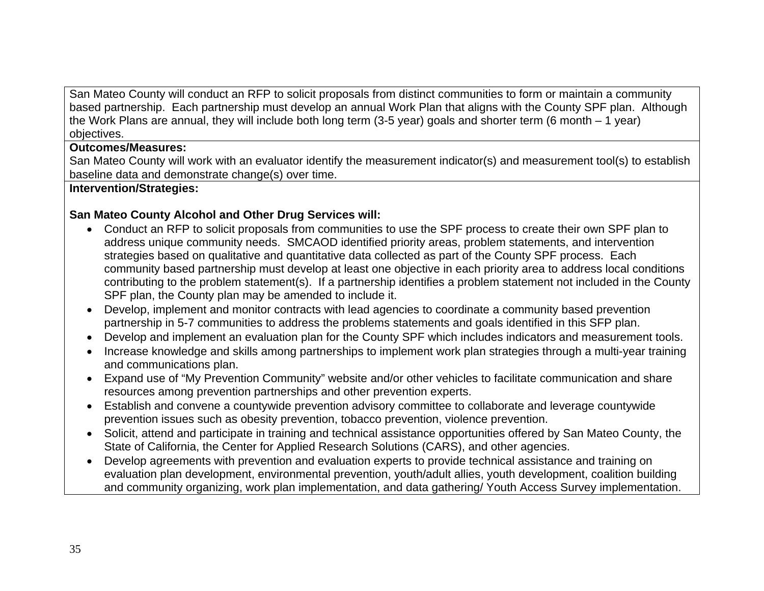San Mateo County will conduct an RFP to solicit proposals from distinct communities to form or maintain a community based partnership. Each partnership must develop an annual Work Plan that aligns with the County SPF plan. Although the Work Plans are annual, they will include both long term (3-5 year) goals and shorter term (6 month – 1 year) objectives.

**Outcomes/Measures:**

San Mateo County will work with an evaluator identify the measurement indicator(s) and measurement tool(s) to establish baseline data and demonstrate change(s) over time.

**Intervention/Strategies:**

**San Mateo County Alcohol and Other Drug Services will:**

- Conduct an RFP to solicit proposals from communities to use the SPF process to create their own SPF plan to address unique community needs. SMCAOD identified priority areas, problem statements, and intervention strategies based on qualitative and quantitative data collected as part of the County SPF process. Each community based partnership must develop at least one objective in each priority area to address local conditions contributing to the problem statement(s). If a partnership identifies a problem statement not included in the County SPF plan, the County plan may be amended to include it.
- Develop, implement and monitor contracts with lead agencies to coordinate a community based prevention partnership in 5-7 communities to address the problems statements and goals identified in this SFP plan.
- Develop and implement an evaluation plan for the County SPF which includes indicators and measurement tools.
- Increase knowledge and skills among partnerships to implement work plan strategies through a multi-year training and communications plan.
- Expand use of "My Prevention Community" website and/or other vehicles to facilitate communication and share resources among prevention partnerships and other prevention experts.
- Establish and convene a countywide prevention advisory committee to collaborate and leverage countywide prevention issues such as obesity prevention, tobacco prevention, violence prevention.
- Solicit, attend and participate in training and technical assistance opportunities offered by San Mateo County, the State of California, the Center for Applied Research Solutions (CARS), and other agencies.
- Develop agreements with prevention and evaluation experts to provide technical assistance and training on evaluation plan development, environmental prevention, youth/adult allies, youth development, coalition building and community organizing, work plan implementation, and data gathering/ Youth Access Survey implementation.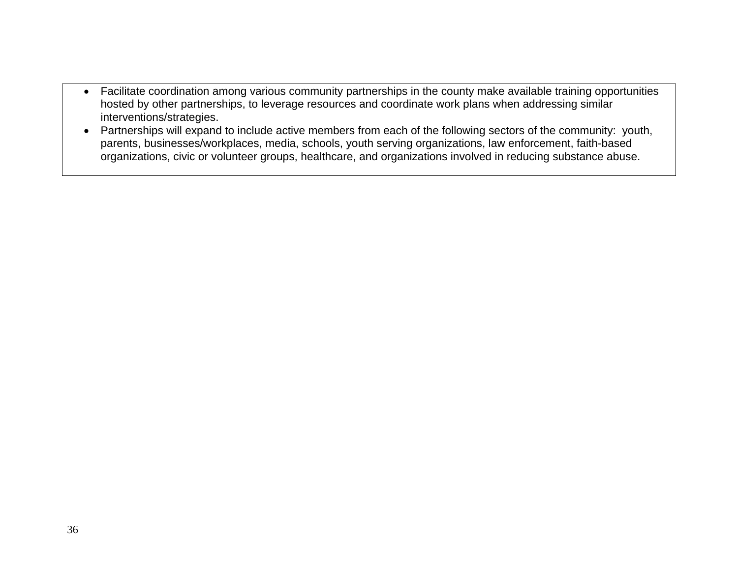- Facilitate coordination among various community partnerships in the county make available training opportunities hosted by other partnerships, to leverage resources and coordinate work plans when addressing similar interventions/strategies.
- Partnerships will expand to include active members from each of the following sectors of the community: youth, parents, businesses/workplaces, media, schools, youth serving organizations, law enforcement, faith-based organizations, civic or volunteer groups, healthcare, and organizations involved in reducing substance abuse.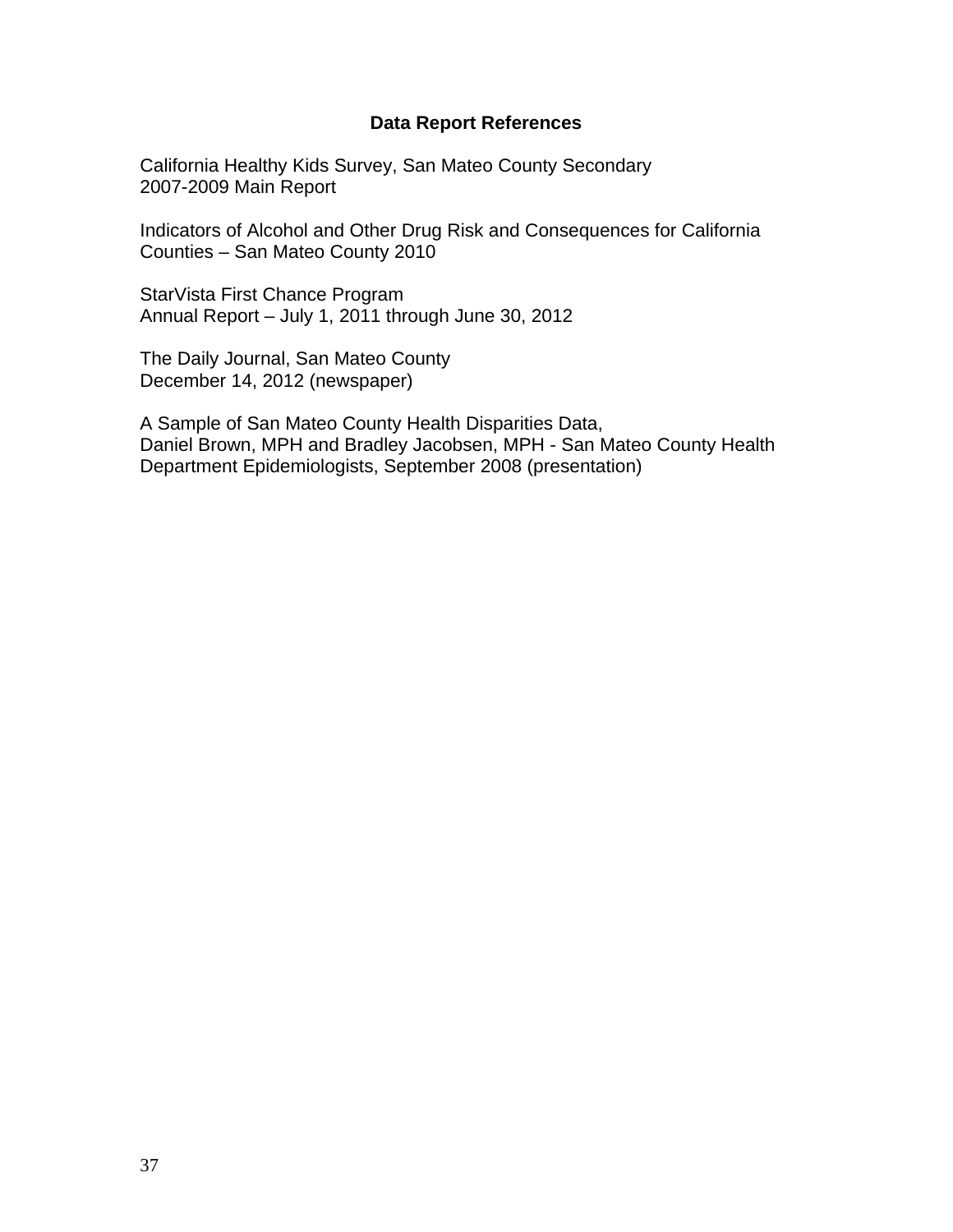## Data Report References

California Healthy Kids Survey, San Mateo County Secondary
2007-2009 Main Report

Indicators of Alcohol and Other Drug Risk and Consequences for California Counties – San Mateo County 2010

StarVista First Chance Program
Annual Report – July 1, 2011 through June 30, 2012

The Daily Journal, San Mateo County
December 14, 2012 (newspaper)

A Sample of San Mateo County Health Disparities Data,
Daniel Brown, MPH and Bradley Jacobsen, MPH - San Mateo County Health Department Epidemiologists, September 2008 (presentation)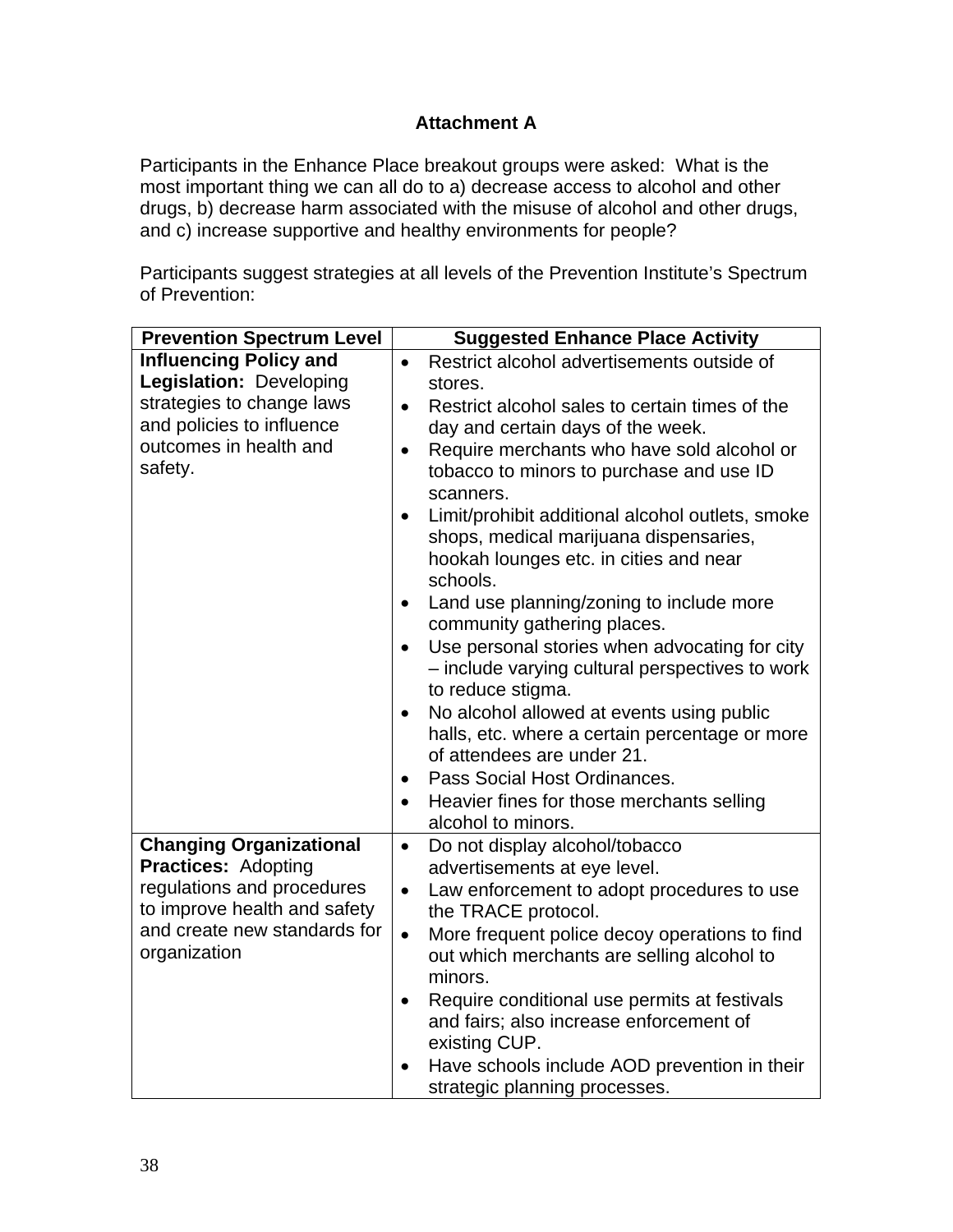## Attachment A

Participants in the Enhance Place breakout groups were asked: What is the most important thing we can all do to a) decrease access to alcohol and other drugs, b) decrease harm associated with the misuse of alcohol and other drugs, and c) increase supportive and healthy environments for people?

Participants suggest strategies at all levels of the Prevention Institute's Spectrum of Prevention:

| Prevention Spectrum Level | Suggested Enhance Place Activity |
|---|---|
| **Influencing Policy and Legislation:** Developing strategies to change laws and policies to influence outcomes in health and safety. | • Restrict alcohol advertisements outside of stores.<br>• Restrict alcohol sales to certain times of the day and certain days of the week.<br>• Require merchants who have sold alcohol or tobacco to minors to purchase and use ID scanners.<br>• Limit/prohibit additional alcohol outlets, smoke shops, medical marijuana dispensaries, hookah lounges etc. in cities and near schools.<br>• Land use planning/zoning to include more community gathering places.<br>• Use personal stories when advocating for city – include varying cultural perspectives to work to reduce stigma.<br>• No alcohol allowed at events using public halls, etc. where a certain percentage or more of attendees are under 21.<br>• Pass Social Host Ordinances.<br>• Heavier fines for those merchants selling alcohol to minors. |
| **Changing Organizational Practices:** Adopting regulations and procedures to improve health and safety and create new standards for organization | • Do not display alcohol/tobacco advertisements at eye level.<br>• Law enforcement to adopt procedures to use the TRACE protocol.<br>• More frequent police decoy operations to find out which merchants are selling alcohol to minors.<br>• Require conditional use permits at festivals and fairs; also increase enforcement of existing CUP.<br>• Have schools include AOD prevention in their strategic planning processes. |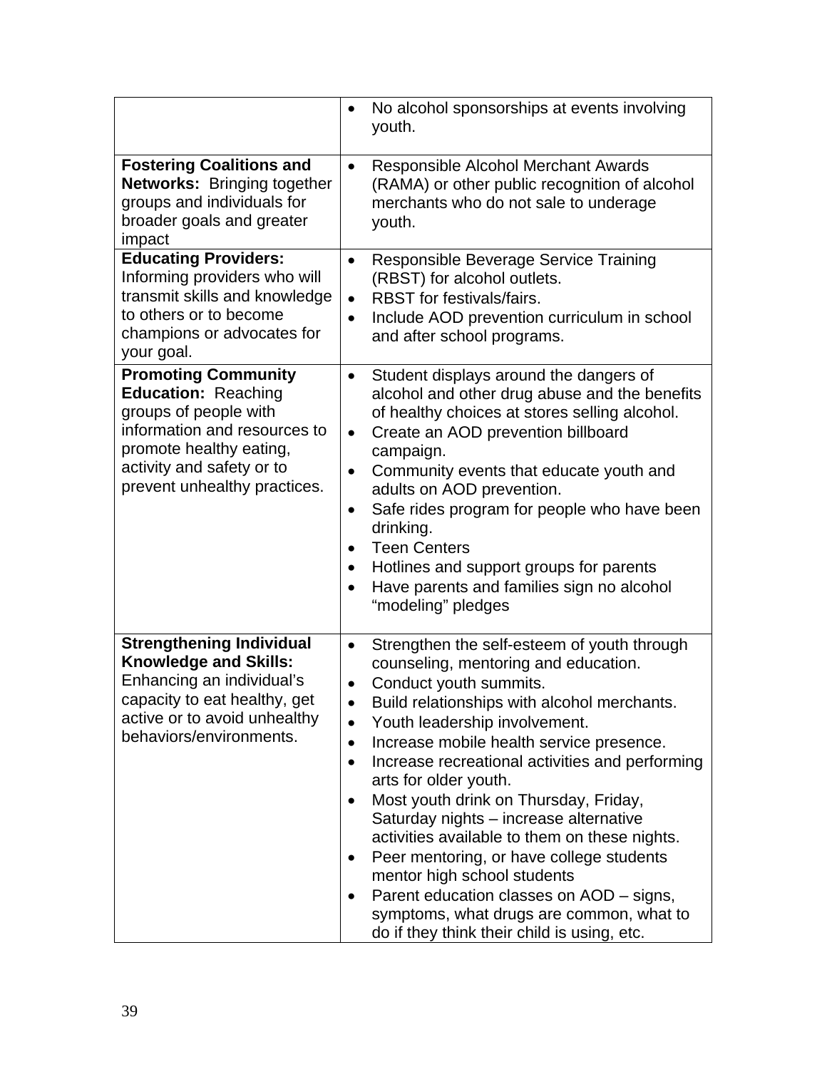| | |
|---|---|
| | • No alcohol sponsorships at events involving youth. |
| **Fostering Coalitions and Networks:** Bringing together groups and individuals for broader goals and greater impact | • Responsible Alcohol Merchant Awards (RAMA) or other public recognition of alcohol merchants who do not sale to underage youth. |
| **Educating Providers:** Informing providers who will transmit skills and knowledge to others or to become champions or advocates for your goal. | • Responsible Beverage Service Training (RBST) for alcohol outlets.<br>• RBST for festivals/fairs.<br>• Include AOD prevention curriculum in school and after school programs. |
| **Promoting Community Education:** Reaching groups of people with information and resources to promote healthy eating, activity and safety or to prevent unhealthy practices. | • Student displays around the dangers of alcohol and other drug abuse and the benefits of healthy choices at stores selling alcohol.<br>• Create an AOD prevention billboard campaign.<br>• Community events that educate youth and adults on AOD prevention.<br>• Safe rides program for people who have been drinking.<br>• Teen Centers<br>• Hotlines and support groups for parents<br>• Have parents and families sign no alcohol "modeling" pledges |
| **Strengthening Individual Knowledge and Skills:** Enhancing an individual's capacity to eat healthy, get active or to avoid unhealthy behaviors/environments. | • Strengthen the self-esteem of youth through counseling, mentoring and education.<br>• Conduct youth summits.<br>• Build relationships with alcohol merchants.<br>• Youth leadership involvement.<br>• Increase mobile health service presence.<br>• Increase recreational activities and performing arts for older youth.<br>• Most youth drink on Thursday, Friday, Saturday nights – increase alternative activities available to them on these nights.<br>• Peer mentoring, or have college students mentor high school students<br>• Parent education classes on AOD – signs, symptoms, what drugs are common, what to do if they think their child is using, etc. |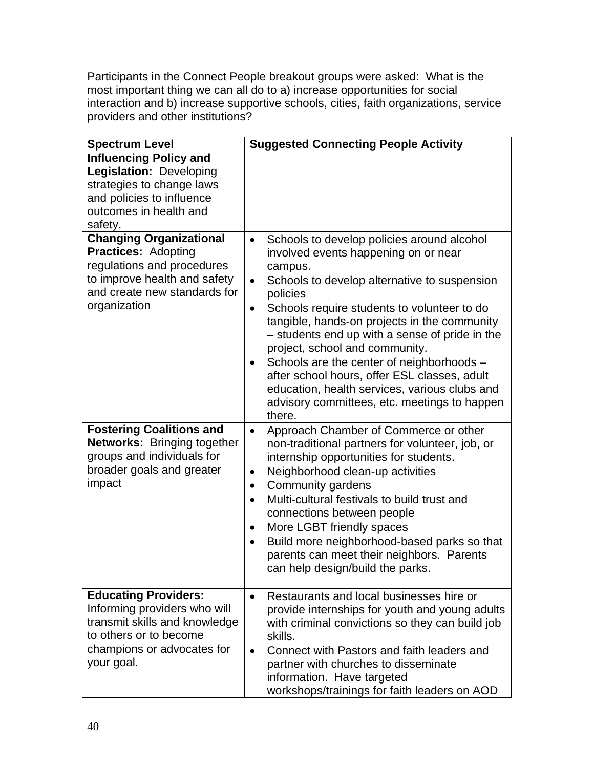Participants in the Connect People breakout groups were asked: What is the most important thing we can all do to a) increase opportunities for social interaction and b) increase supportive schools, cities, faith organizations, service providers and other institutions?

| Spectrum Level | Suggested Connecting People Activity |
|---|---|
| **Influencing Policy and Legislation:** Developing strategies to change laws and policies to influence outcomes in health and safety. | |
| **Changing Organizational Practices:** Adopting regulations and procedures to improve health and safety and create new standards for organization | • Schools to develop policies around alcohol involved events happening on or near campus.<br>• Schools to develop alternative to suspension policies<br>• Schools require students to volunteer to do tangible, hands-on projects in the community – students end up with a sense of pride in the project, school and community.<br>• Schools are the center of neighborhoods – after school hours, offer ESL classes, adult education, health services, various clubs and advisory committees, etc. meetings to happen there. |
| **Fostering Coalitions and Networks:** Bringing together groups and individuals for broader goals and greater impact | • Approach Chamber of Commerce or other non-traditional partners for volunteer, job, or internship opportunities for students.<br>• Neighborhood clean-up activities<br>• Community gardens<br>• Multi-cultural festivals to build trust and connections between people<br>• More LGBT friendly spaces<br>• Build more neighborhood-based parks so that parents can meet their neighbors. Parents can help design/build the parks. |
| **Educating Providers:** Informing providers who will transmit skills and knowledge to others or to become champions or advocates for your goal. | • Restaurants and local businesses hire or provide internships for youth and young adults with criminal convictions so they can build job skills.<br>• Connect with Pastors and faith leaders and partner with churches to disseminate information. Have targeted workshops/trainings for faith leaders on AOD |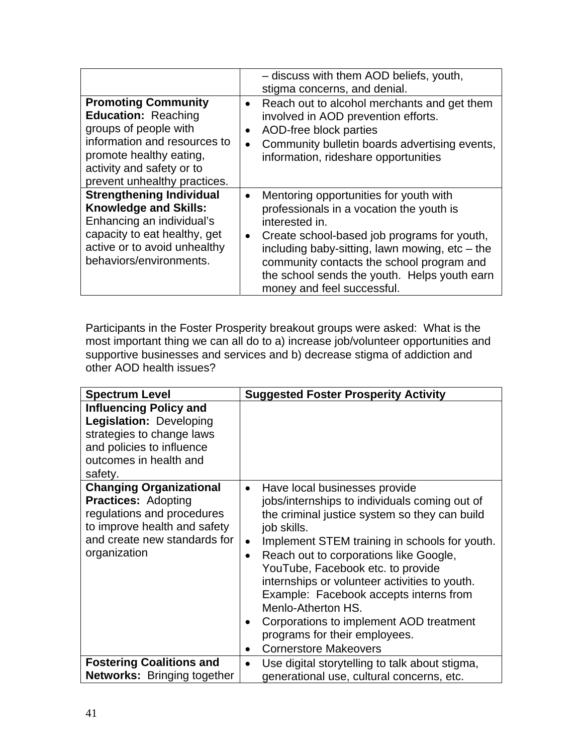| | |
|---|---|
| | – discuss with them AOD beliefs, youth, stigma concerns, and denial. |
| **Promoting Community Education:** Reaching groups of people with information and resources to promote healthy eating, activity and safety or to prevent unhealthy practices. | • Reach out to alcohol merchants and get them involved in AOD prevention efforts.<br>• AOD-free block parties<br>• Community bulletin boards advertising events, information, rideshare opportunities |
| **Strengthening Individual Knowledge and Skills:** Enhancing an individual's capacity to eat healthy, get active or to avoid unhealthy behaviors/environments. | • Mentoring opportunities for youth with professionals in a vocation the youth is interested in.<br>• Create school-based job programs for youth, including baby-sitting, lawn mowing, etc – the community contacts the school program and the school sends the youth. Helps youth earn money and feel successful. |

Participants in the Foster Prosperity breakout groups were asked: What is the most important thing we can all do to a) increase job/volunteer opportunities and supportive businesses and services and b) decrease stigma of addiction and other AOD health issues?

| **Spectrum Level** | **Suggested Foster Prosperity Activity** |
|---|---|
| **Influencing Policy and Legislation:** Developing strategies to change laws and policies to influence outcomes in health and safety. | |
| **Changing Organizational Practices:** Adopting regulations and procedures to improve health and safety and create new standards for organization | • Have local businesses provide jobs/internships to individuals coming out of the criminal justice system so they can build job skills.<br>• Implement STEM training in schools for youth.<br>• Reach out to corporations like Google, YouTube, Facebook etc. to provide internships or volunteer activities to youth. Example: Facebook accepts interns from Menlo-Atherton HS.<br>• Corporations to implement AOD treatment programs for their employees.<br>• Cornerstore Makeovers |
| **Fostering Coalitions and Networks:** Bringing together | • Use digital storytelling to talk about stigma, generational use, cultural concerns, etc. |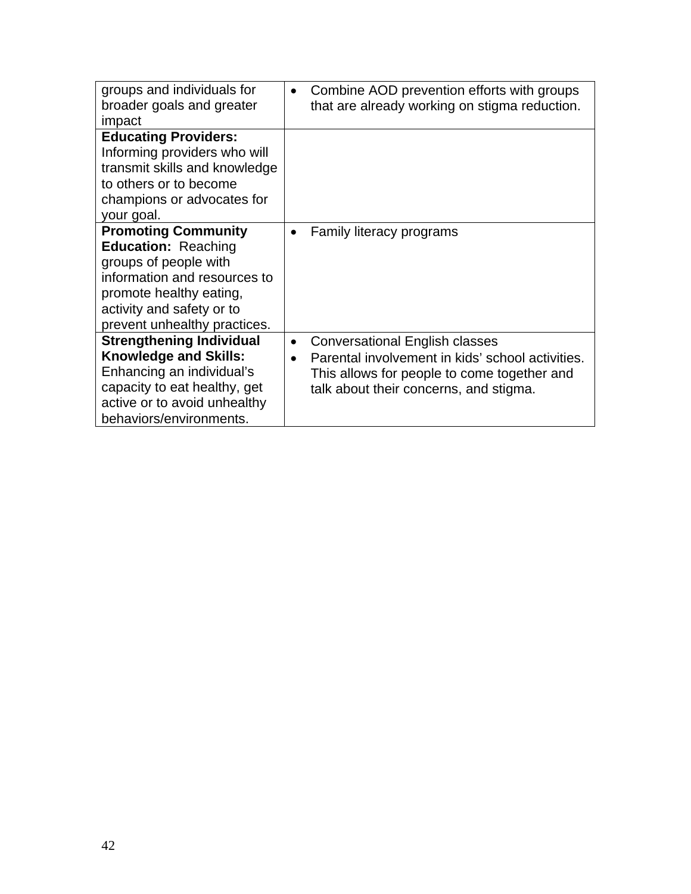| | |
|---|---|
| groups and individuals for broader goals and greater impact | • Combine AOD prevention efforts with groups that are already working on stigma reduction. |
| **Educating Providers:** Informing providers who will transmit skills and knowledge to others or to become champions or advocates for your goal. | |
| **Promoting Community Education:** Reaching groups of people with information and resources to promote healthy eating, activity and safety or to prevent unhealthy practices. | • Family literacy programs |
| **Strengthening Individual Knowledge and Skills:** Enhancing an individual's capacity to eat healthy, get active or to avoid unhealthy behaviors/environments. | • Conversational English classes<br>• Parental involvement in kids' school activities. This allows for people to come together and talk about their concerns, and stigma. |